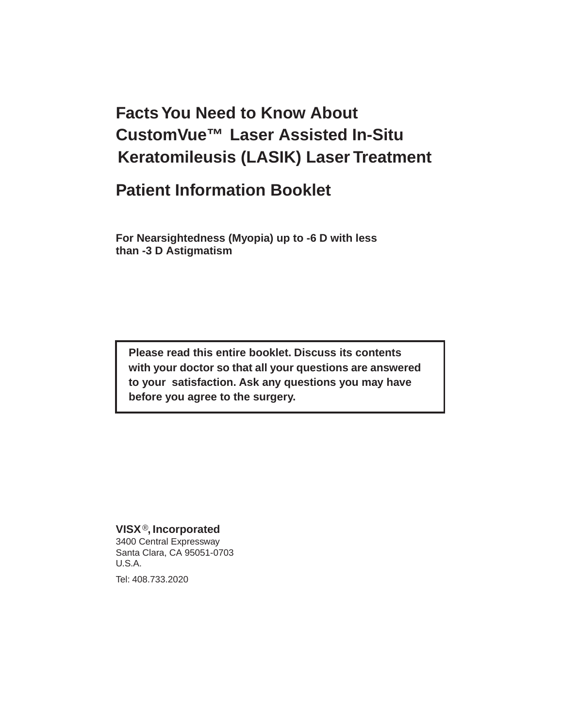# Facts You Need to Know About CustomVue™ Laser Assisted In-Situ Keratomileusis (LASIK) Laser Treatment

## Patient Information Booklet

**For Nearsightedness (Myopia) up to -6 D with less than -3 D Astigmatism**

> **Please read this entire booklet. Discuss its contents with your doctor so that all your questions are answered to your satisfaction. Ask any questions you may have before you agree to the surgery.**

**VISX®, Incorporated**
3400 Central Expressway
Santa Clara, CA 95051-0703
U.S.A.

Tel: 408.733.2020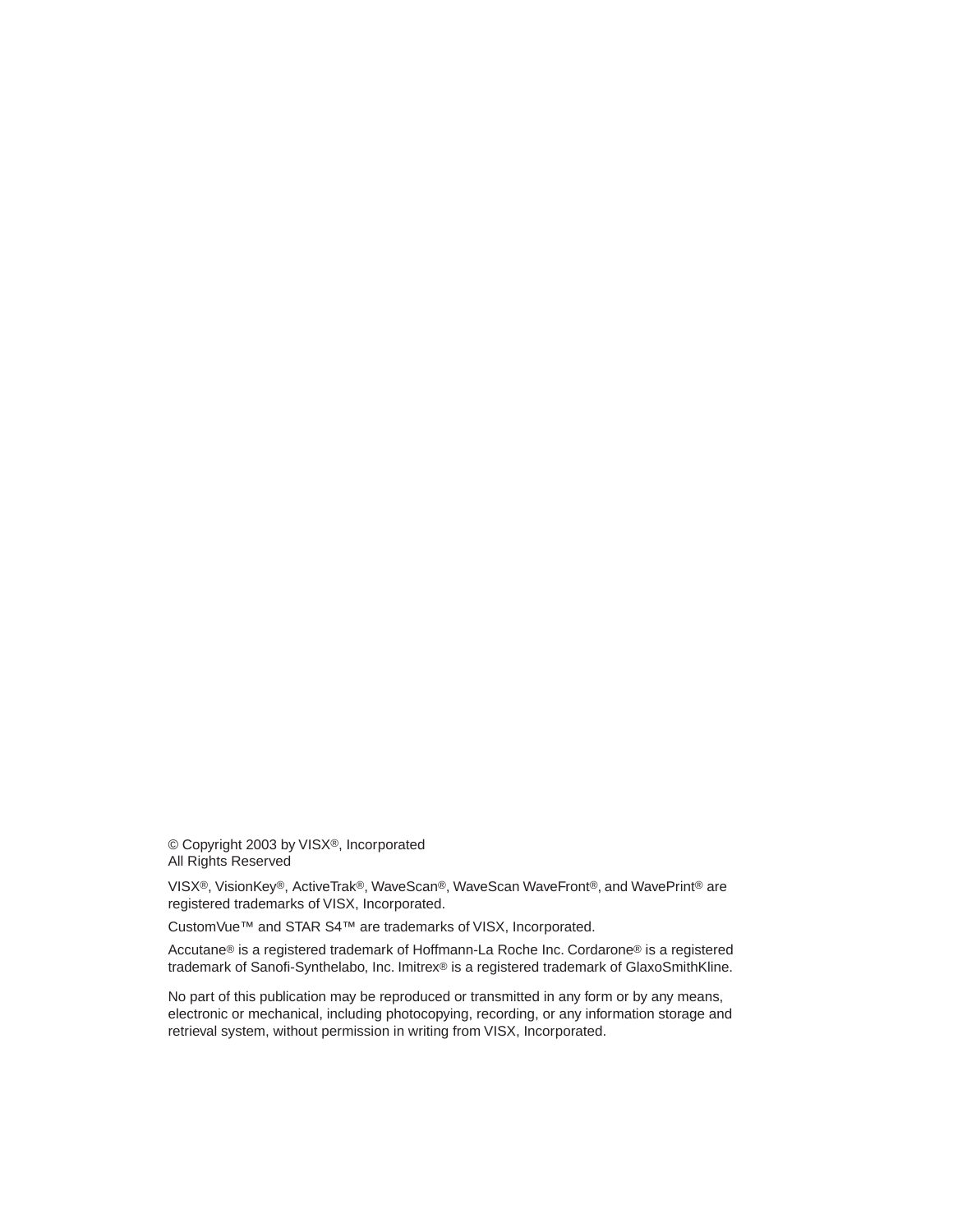© Copyright 2003 by VISX®, Incorporated
All Rights Reserved

VISX®, VisionKey®, ActiveTrak®, WaveScan®, WaveScan WaveFront®, and WavePrint® are registered trademarks of VISX, Incorporated.

CustomVue™ and STAR S4™ are trademarks of VISX, Incorporated.

Accutane® is a registered trademark of Hoffmann-La Roche Inc. Cordarone® is a registered trademark of Sanofi-Synthelabo, Inc. Imitrex® is a registered trademark of GlaxoSmithKline.

No part of this publication may be reproduced or transmitted in any form or by any means, electronic or mechanical, including photocopying, recording, or any information storage and retrieval system, without permission in writing from VISX, Incorporated.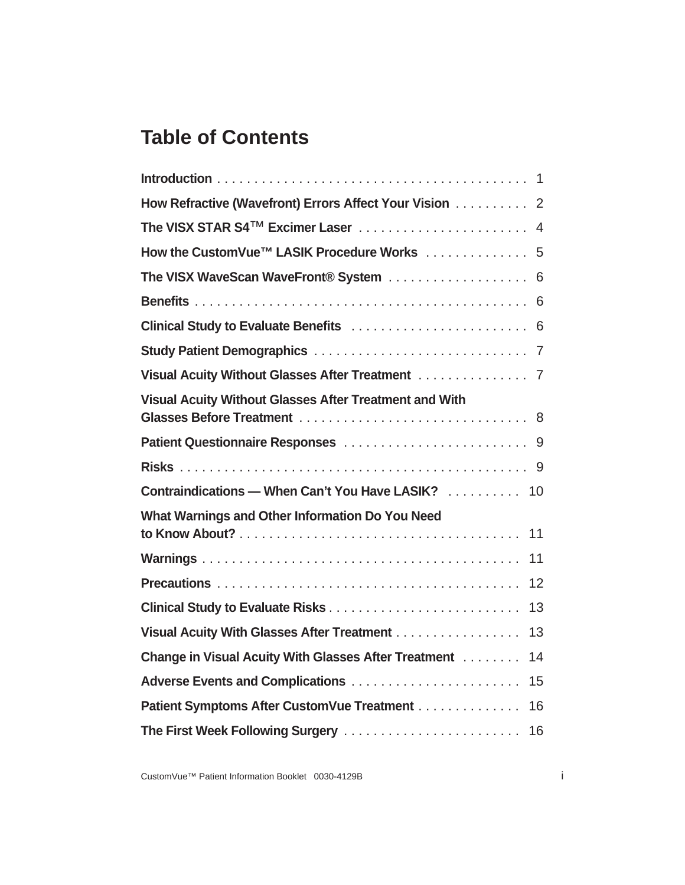# Table of Contents

**Introduction** . . . . . . . . . . . . . . . . . . . . . . . . . . . . . . . . . . . . . . . . . . 1

**How Refractive (Wavefront) Errors Affect Your Vision** . . . . . . . . . . 2

**The VISX STAR S4™ Excimer Laser** . . . . . . . . . . . . . . . . . . . . . . . 4

**How the CustomVue™ LASIK Procedure Works** . . . . . . . . . . . . . . 5

**The VISX WaveScan WaveFront® System** . . . . . . . . . . . . . . . . . . . 6

**Benefits** . . . . . . . . . . . . . . . . . . . . . . . . . . . . . . . . . . . . . . . . . . . . . 6

**Clinical Study to Evaluate Benefits** . . . . . . . . . . . . . . . . . . . . . . . . 6

**Study Patient Demographics** . . . . . . . . . . . . . . . . . . . . . . . . . . . . . 7

**Visual Acuity Without Glasses After Treatment** . . . . . . . . . . . . . . . 7

**Visual Acuity Without Glasses After Treatment and With Glasses Before Treatment** . . . . . . . . . . . . . . . . . . . . . . . . . . . . . . 8

**Patient Questionnaire Responses** . . . . . . . . . . . . . . . . . . . . . . . . . 9

**Risks** . . . . . . . . . . . . . . . . . . . . . . . . . . . . . . . . . . . . . . . . . . . . . . . 9

**Contraindications — When Can't You Have LASIK?** . . . . . . . . . . 10

**What Warnings and Other Information Do You Need to Know About?** . . . . . . . . . . . . . . . . . . . . . . . . . . . . . . . . . . . . . 11

**Warnings** . . . . . . . . . . . . . . . . . . . . . . . . . . . . . . . . . . . . . . . . . . . 11

**Precautions** . . . . . . . . . . . . . . . . . . . . . . . . . . . . . . . . . . . . . . . . . 12

**Clinical Study to Evaluate Risks** . . . . . . . . . . . . . . . . . . . . . . . . . . 13

**Visual Acuity With Glasses After Treatment** . . . . . . . . . . . . . . . . . 13

**Change in Visual Acuity With Glasses After Treatment** . . . . . . . . 14

**Adverse Events and Complications** . . . . . . . . . . . . . . . . . . . . . . . 15

**Patient Symptoms After CustomVue Treatment** . . . . . . . . . . . . . . 16

**The First Week Following Surgery** . . . . . . . . . . . . . . . . . . . . . . . . 16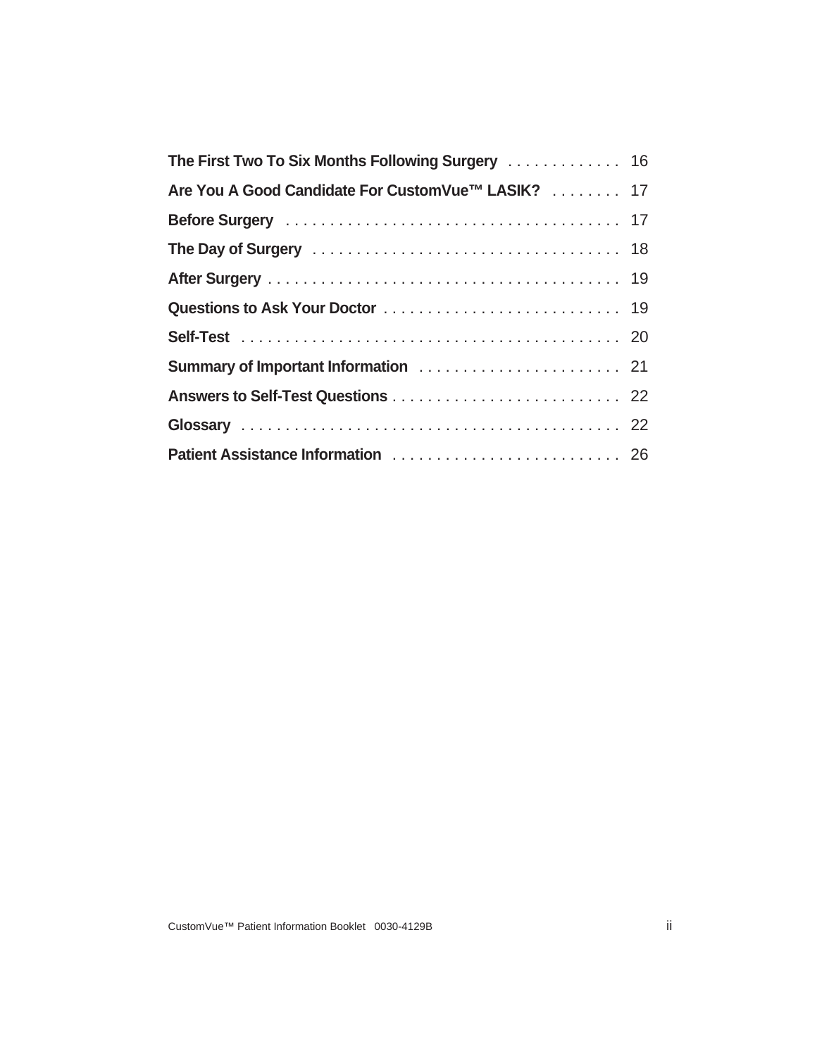**The First Two To Six Months Following Surgery** . . . . . . . . . . . . . 16

**Are You A Good Candidate For CustomVue™ LASIK?** . . . . . . . . 17

**Before Surgery** . . . . . . . . . . . . . . . . . . . . . . . . . . . . . . . . . . . . . 17

**The Day of Surgery** . . . . . . . . . . . . . . . . . . . . . . . . . . . . . . . . . . 18

**After Surgery** . . . . . . . . . . . . . . . . . . . . . . . . . . . . . . . . . . . . . . . 19

**Questions to Ask Your Doctor** . . . . . . . . . . . . . . . . . . . . . . . . . . 19

**Self-Test** . . . . . . . . . . . . . . . . . . . . . . . . . . . . . . . . . . . . . . . . . . 20

**Summary of Important Information** . . . . . . . . . . . . . . . . . . . . . . 21

**Answers to Self-Test Questions** . . . . . . . . . . . . . . . . . . . . . . . . . 22

**Glossary** . . . . . . . . . . . . . . . . . . . . . . . . . . . . . . . . . . . . . . . . . . 22

**Patient Assistance Information** . . . . . . . . . . . . . . . . . . . . . . . . . 26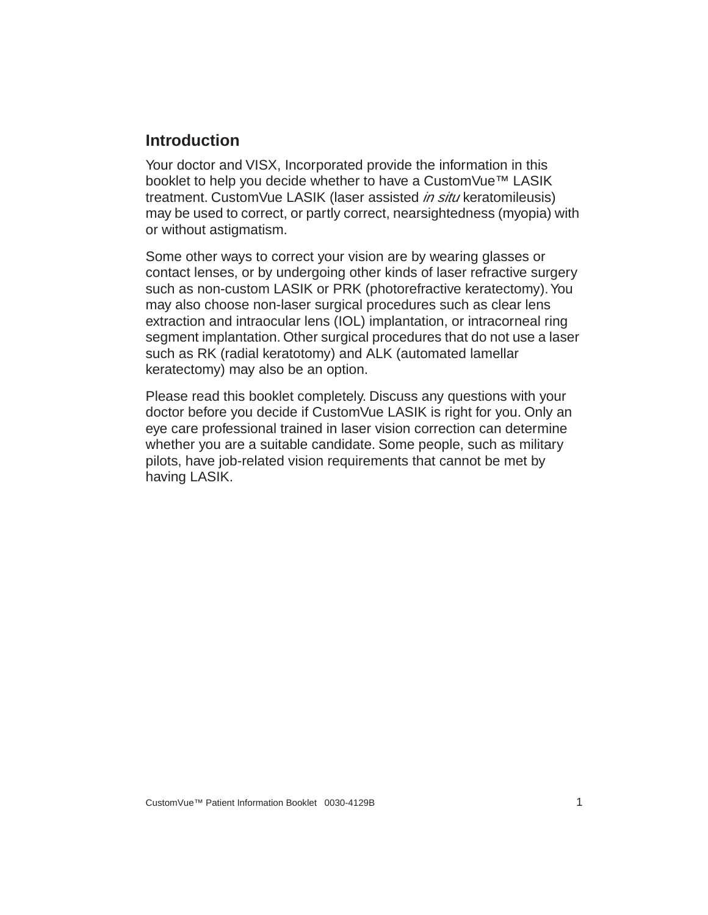## Introduction

Your doctor and VISX, Incorporated provide the information in this booklet to help you decide whether to have a CustomVue™ LASIK treatment. CustomVue LASIK (laser assisted *in situ* keratomileusis) may be used to correct, or partly correct, nearsightedness (myopia) with or without astigmatism.

Some other ways to correct your vision are by wearing glasses or contact lenses, or by undergoing other kinds of laser refractive surgery such as non-custom LASIK or PRK (photorefractive keratectomy). You may also choose non-laser surgical procedures such as clear lens extraction and intraocular lens (IOL) implantation, or intracorneal ring segment implantation. Other surgical procedures that do not use a laser such as RK (radial keratotomy) and ALK (automated lamellar keratectomy) may also be an option.

Please read this booklet completely. Discuss any questions with your doctor before you decide if CustomVue LASIK is right for you. Only an eye care professional trained in laser vision correction can determine whether you are a suitable candidate. Some people, such as military pilots, have job-related vision requirements that cannot be met by having LASIK.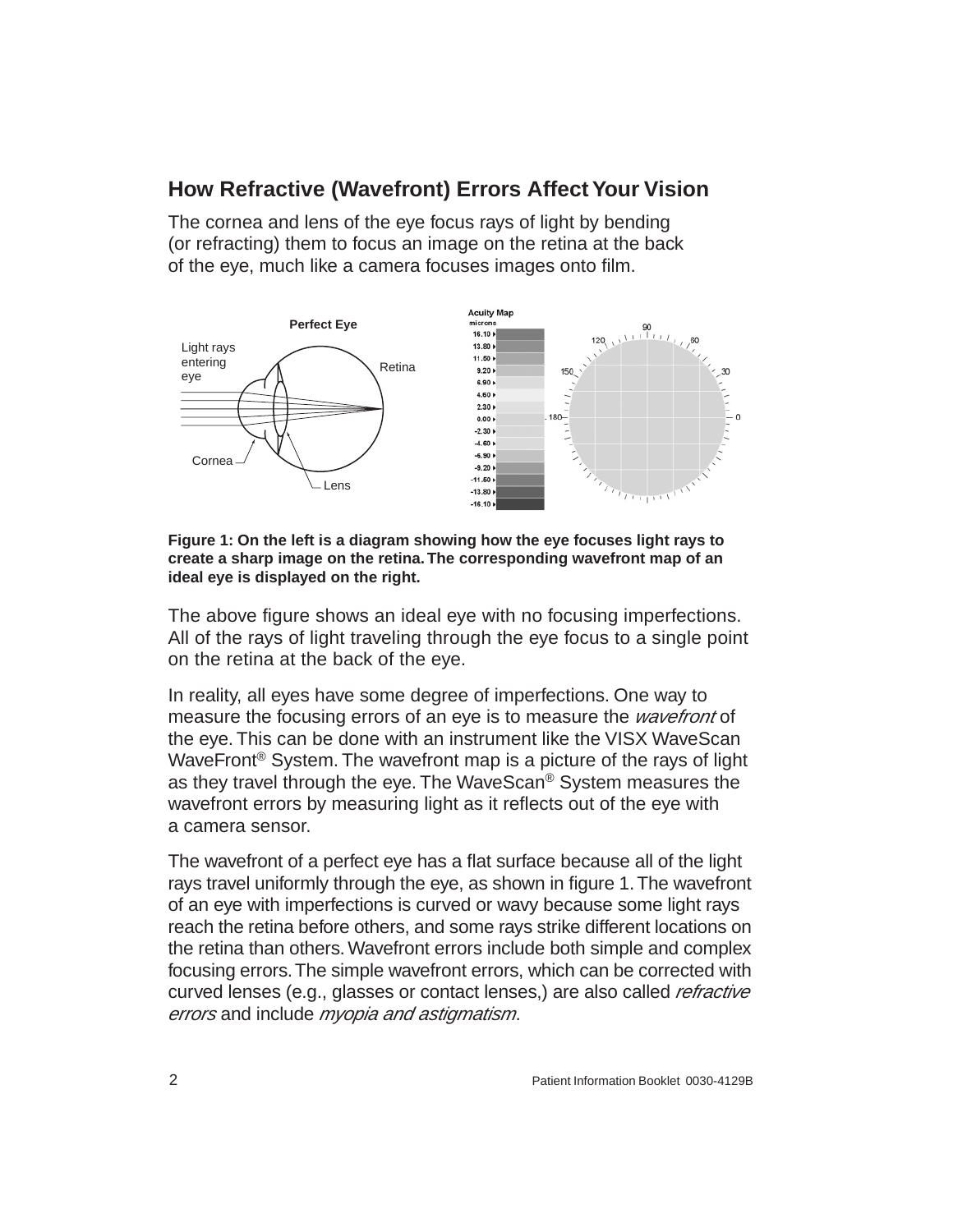## How Refractive (Wavefront) Errors Affect Your Vision

The cornea and lens of the eye focus rays of light by bending (or refracting) them to focus an image on the retina at the back of the eye, much like a camera focuses images onto film.

**Figure 1: On the left is a diagram showing how the eye focuses light rays to create a sharp image on the retina. The corresponding wavefront map of an ideal eye is displayed on the right.**

The above figure shows an ideal eye with no focusing imperfections. All of the rays of light traveling through the eye focus to a single point on the retina at the back of the eye.

In reality, all eyes have some degree of imperfections. One way to measure the focusing errors of an eye is to measure the *wavefront* of the eye. This can be done with an instrument like the VISX WaveScan WaveFront® System. The wavefront map is a picture of the rays of light as they travel through the eye. The WaveScan® System measures the wavefront errors by measuring light as it reflects out of the eye with a camera sensor.

The wavefront of a perfect eye has a flat surface because all of the light rays travel uniformly through the eye, as shown in figure 1. The wavefront of an eye with imperfections is curved or wavy because some light rays reach the retina before others, and some rays strike different locations on the retina than others. Wavefront errors include both simple and complex focusing errors. The simple wavefront errors, which can be corrected with curved lenses (e.g., glasses or contact lenses,) are also called *refractive errors* and include *myopia and astigmatism*.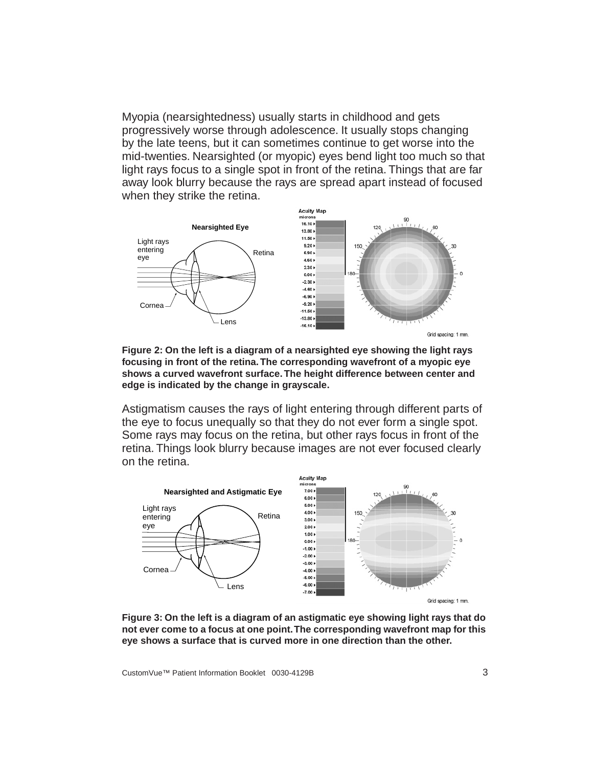Myopia (nearsightedness) usually starts in childhood and gets progressively worse through adolescence. It usually stops changing by the late teens, but it can sometimes continue to get worse into the mid-twenties. Nearsighted (or myopic) eyes bend light too much so that light rays focus to a single spot in front of the retina. Things that are far away look blurry because the rays are spread apart instead of focused when they strike the retina.

**Figure 2: On the left is a diagram of a nearsighted eye showing the light rays focusing in front of the retina. The corresponding wavefront of a myopic eye shows a curved wavefront surface. The height difference between center and edge is indicated by the change in grayscale.**

Astigmatism causes the rays of light entering through different parts of the eye to focus unequally so that they do not ever form a single spot. Some rays may focus on the retina, but other rays focus in front of the retina. Things look blurry because images are not ever focused clearly on the retina.

**Figure 3: On the left is a diagram of an astigmatic eye showing light rays that do not ever come to a focus at one point. The corresponding wavefront map for this eye shows a surface that is curved more in one direction than the other.**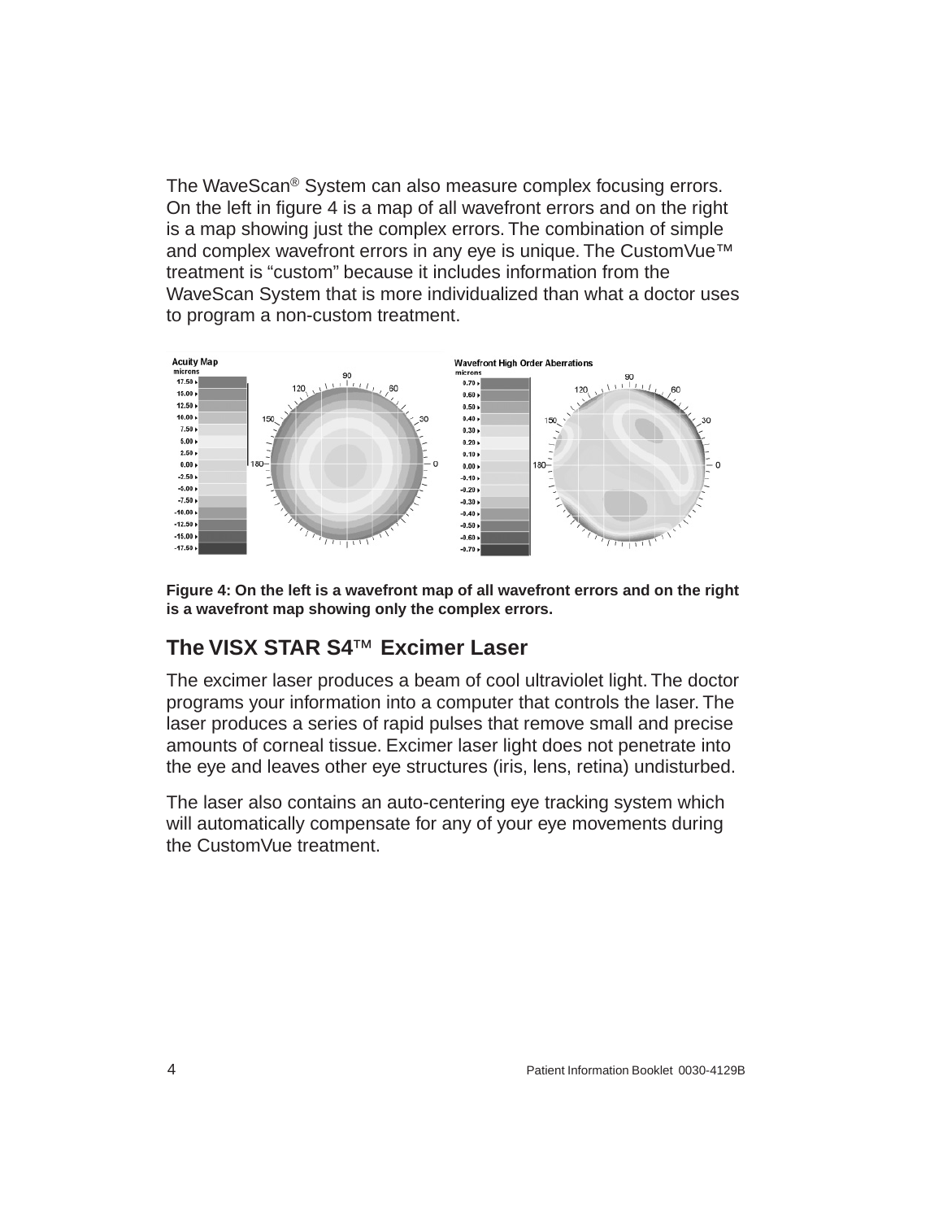The WaveScan® System can also measure complex focusing errors. On the left in figure 4 is a map of all wavefront errors and on the right is a map showing just the complex errors. The combination of simple and complex wavefront errors in any eye is unique. The CustomVue™ treatment is "custom" because it includes information from the WaveScan System that is more individualized than what a doctor uses to program a non-custom treatment.

**Figure 4: On the left is a wavefront map of all wavefront errors and on the right is a wavefront map showing only the complex errors.**

## The VISX STAR S4™ Excimer Laser

The excimer laser produces a beam of cool ultraviolet light. The doctor programs your information into a computer that controls the laser. The laser produces a series of rapid pulses that remove small and precise amounts of corneal tissue. Excimer laser light does not penetrate into the eye and leaves other eye structures (iris, lens, retina) undisturbed.

The laser also contains an auto-centering eye tracking system which will automatically compensate for any of your eye movements during the CustomVue treatment.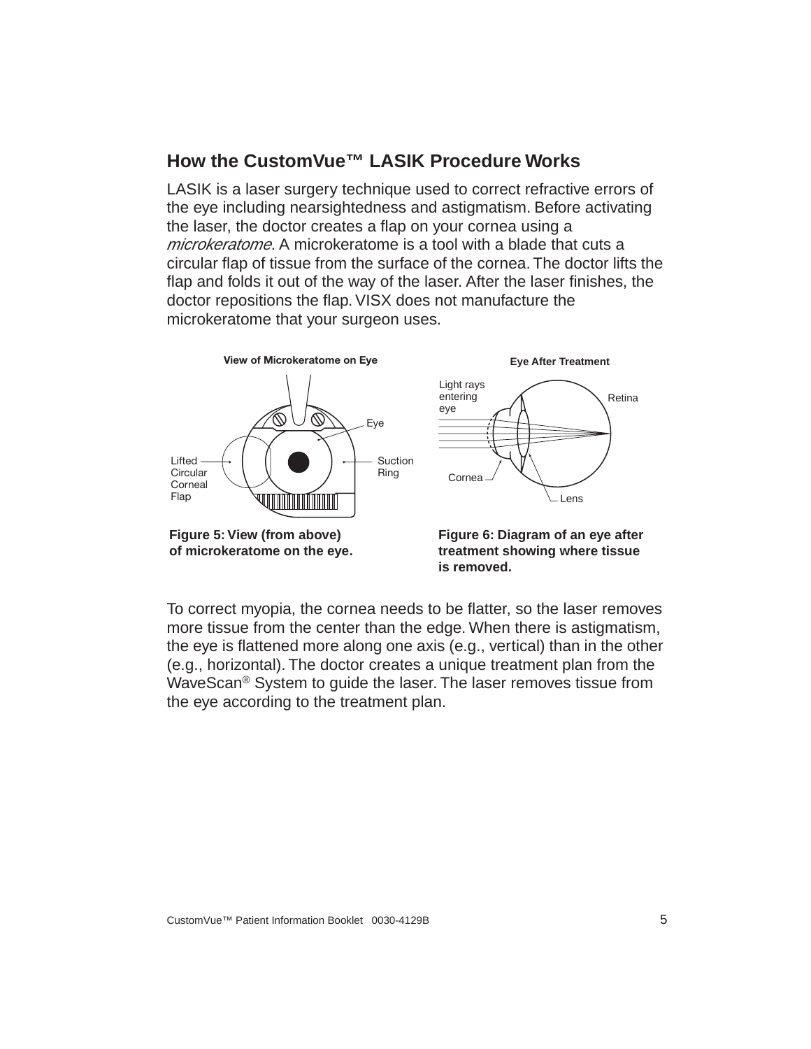## How the CustomVue™ LASIK Procedure Works

LASIK is a laser surgery technique used to correct refractive errors of the eye including nearsightedness and astigmatism. Before activating the laser, the doctor creates a flap on your cornea using a *microkeratome*. A microkeratome is a tool with a blade that cuts a circular flap of tissue from the surface of the cornea. The doctor lifts the flap and folds it out of the way of the laser. After the laser finishes, the doctor repositions the flap. VISX does not manufacture the microkeratome that your surgeon uses.

**View of Microkeratome on Eye**

Eye

Lifted Circular Corneal Flap

Suction Ring

**Figure 5: View (from above) of microkeratome on the eye.**

**Eye After Treatment**

Light rays entering eye

Retina

Cornea

Lens

**Figure 6: Diagram of an eye after treatment showing where tissue is removed.**

To correct myopia, the cornea needs to be flatter, so the laser removes more tissue from the center than the edge. When there is astigmatism, the eye is flattened more along one axis (e.g., vertical) than in the other (e.g., horizontal). The doctor creates a unique treatment plan from the WaveScan® System to guide the laser. The laser removes tissue from the eye according to the treatment plan.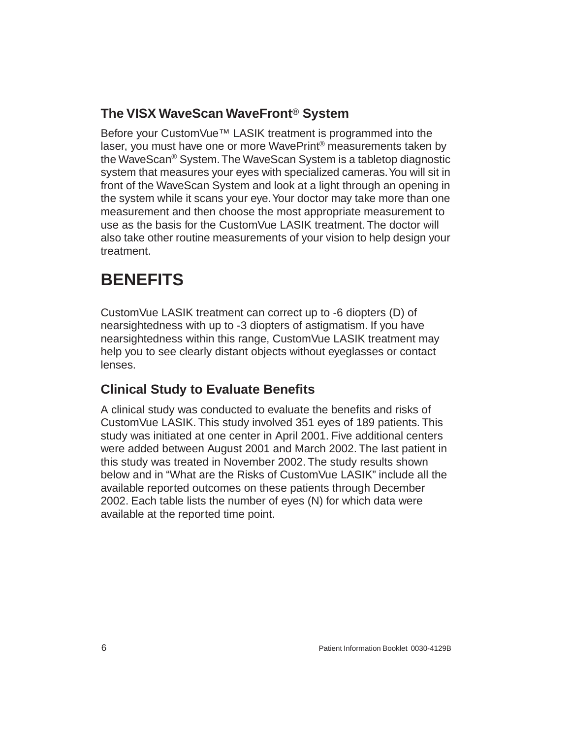### The VISX WaveScan WaveFront® System

Before your CustomVue™ LASIK treatment is programmed into the laser, you must have one or more WavePrint® measurements taken by the WaveScan® System. The WaveScan System is a tabletop diagnostic system that measures your eyes with specialized cameras. You will sit in front of the WaveScan System and look at a light through an opening in the system while it scans your eye. Your doctor may take more than one measurement and then choose the most appropriate measurement to use as the basis for the CustomVue LASIK treatment. The doctor will also take other routine measurements of your vision to help design your treatment.

## BENEFITS

CustomVue LASIK treatment can correct up to -6 diopters (D) of nearsightedness with up to -3 diopters of astigmatism. If you have nearsightedness within this range, CustomVue LASIK treatment may help you to see clearly distant objects without eyeglasses or contact lenses.

### Clinical Study to Evaluate Benefits

A clinical study was conducted to evaluate the benefits and risks of CustomVue LASIK. This study involved 351 eyes of 189 patients. This study was initiated at one center in April 2001. Five additional centers were added between August 2001 and March 2002. The last patient in this study was treated in November 2002. The study results shown below and in "What are the Risks of CustomVue LASIK" include all the available reported outcomes on these patients through December 2002. Each table lists the number of eyes (N) for which data were available at the reported time point.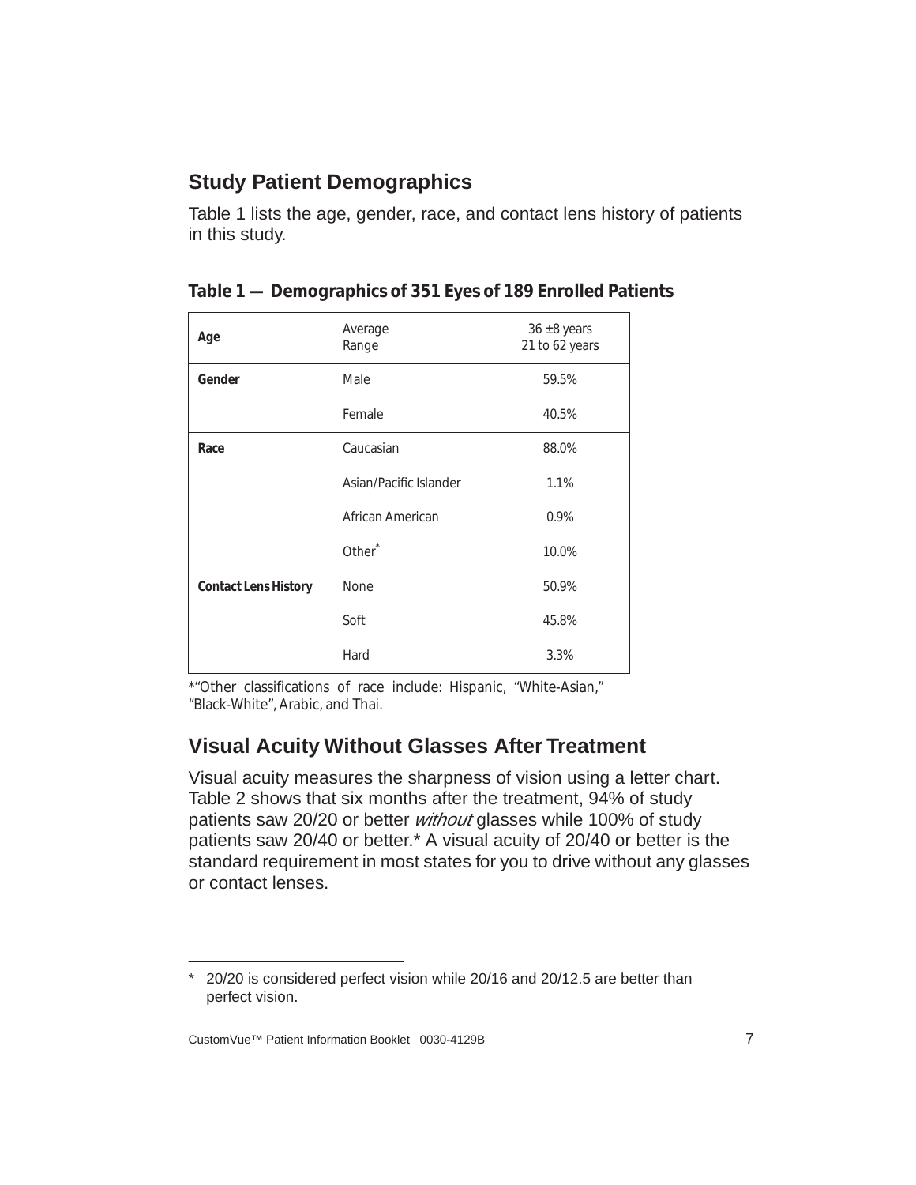## Study Patient Demographics

Table 1 lists the age, gender, race, and contact lens history of patients in this study.

**Table 1 — Demographics of 351 Eyes of 189 Enrolled Patients**

| | | |
|---|---|---|
| **Age** | Average<br>Range | 36 ±8 years<br>21 to 62 years |
| **Gender** | Male | 59.5% |
| | Female | 40.5% |
| **Race** | Caucasian | 88.0% |
| | Asian/Pacific Islander | 1.1% |
| | African American | 0.9% |
| | Other* | 10.0% |
| **Contact Lens History** | None | 50.9% |
| | Soft | 45.8% |
| | Hard | 3.3% |

*"Other classifications of race include: Hispanic, "White-Asian," "Black-White", Arabic, and Thai.

## Visual Acuity Without Glasses After Treatment

Visual acuity measures the sharpness of vision using a letter chart. Table 2 shows that six months after the treatment, 94% of study patients saw 20/20 or better *without* glasses while 100% of study patients saw 20/40 or better.* A visual acuity of 20/40 or better is the standard requirement in most states for you to drive without any glasses or contact lenses.

---

* 20/20 is considered perfect vision while 20/16 and 20/12.5 are better than perfect vision.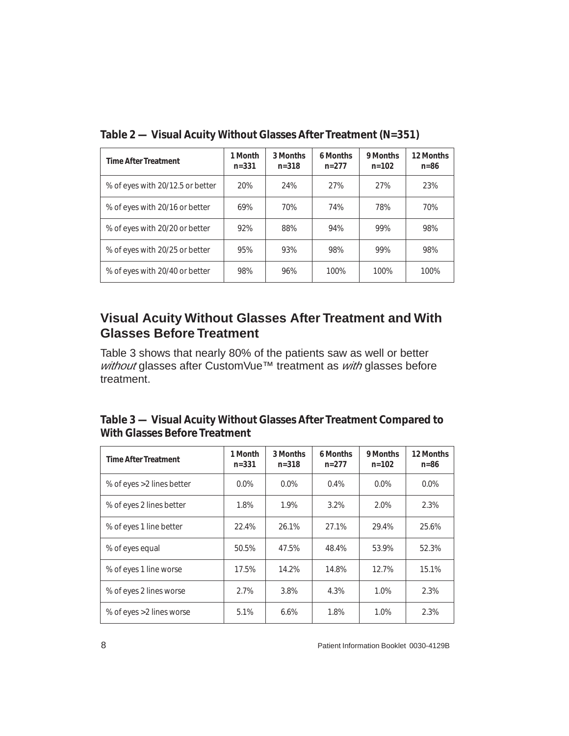**Table 2 — Visual Acuity Without Glasses After Treatment (N=351)**

| Time After Treatment | 1 Month n=331 | 3 Months n=318 | 6 Months n=277 | 9 Months n=102 | 12 Months n=86 |
|---|---|---|---|---|---|
| % of eyes with 20/12.5 or better | 20% | 24% | 27% | 27% | 23% |
| % of eyes with 20/16 or better | 69% | 70% | 74% | 78% | 70% |
| % of eyes with 20/20 or better | 92% | 88% | 94% | 99% | 98% |
| % of eyes with 20/25 or better | 95% | 93% | 98% | 99% | 98% |
| % of eyes with 20/40 or better | 98% | 96% | 100% | 100% | 100% |

## Visual Acuity Without Glasses After Treatment and With Glasses Before Treatment

Table 3 shows that nearly 80% of the patients saw as well or better *without* glasses after CustomVue™ treatment as *with* glasses before treatment.

**Table 3 — Visual Acuity Without Glasses After Treatment Compared to With Glasses Before Treatment**

| Time After Treatment | 1 Month n=331 | 3 Months n=318 | 6 Months n=277 | 9 Months n=102 | 12 Months n=86 |
|---|---|---|---|---|---|
| % of eyes >2 lines better | 0.0% | 0.0% | 0.4% | 0.0% | 0.0% |
| % of eyes 2 lines better | 1.8% | 1.9% | 3.2% | 2.0% | 2.3% |
| % of eyes 1 line better | 22.4% | 26.1% | 27.1% | 29.4% | 25.6% |
| % of eyes equal | 50.5% | 47.5% | 48.4% | 53.9% | 52.3% |
| % of eyes 1 line worse | 17.5% | 14.2% | 14.8% | 12.7% | 15.1% |
| % of eyes 2 lines worse | 2.7% | 3.8% | 4.3% | 1.0% | 2.3% |
| % of eyes >2 lines worse | 5.1% | 6.6% | 1.8% | 1.0% | 2.3% |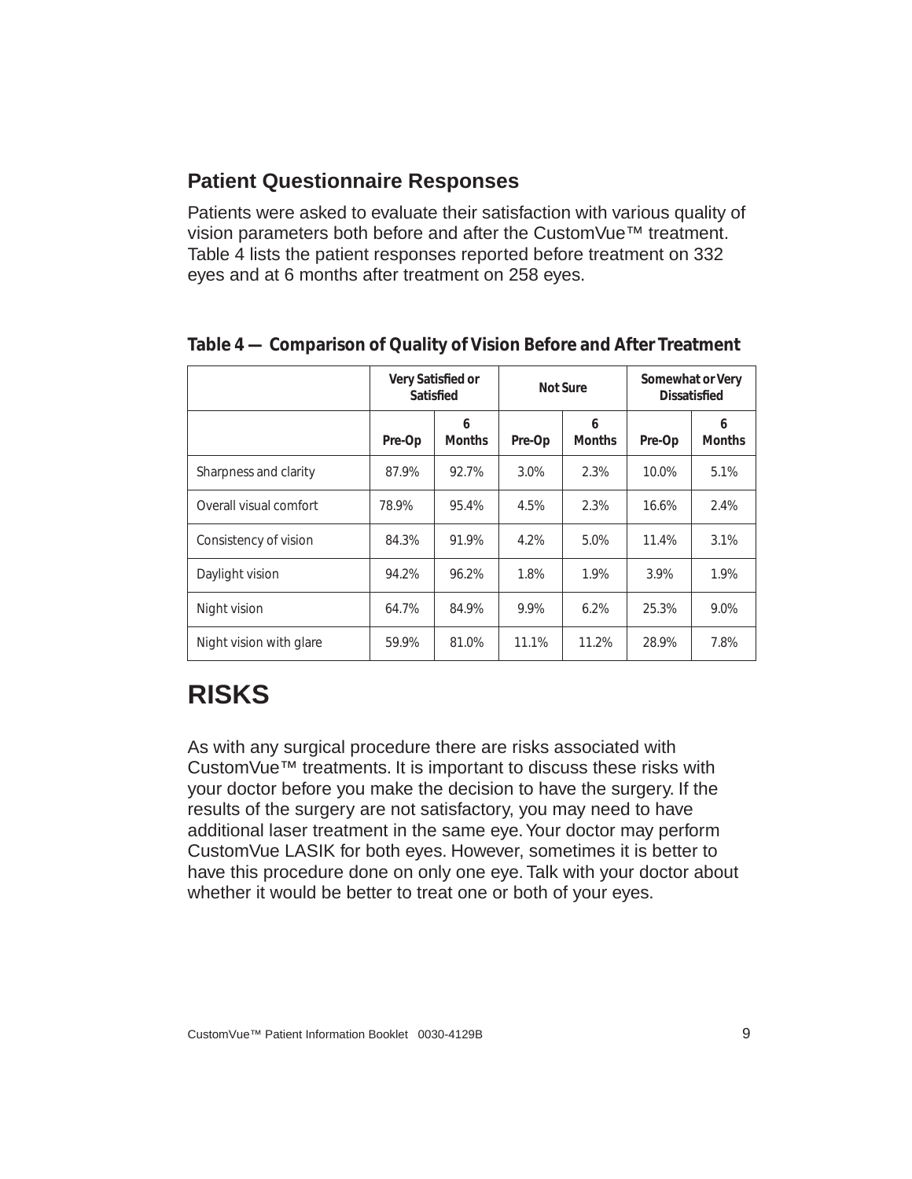## Patient Questionnaire Responses

Patients were asked to evaluate their satisfaction with various quality of vision parameters both before and after the CustomVue™ treatment. Table 4 lists the patient responses reported before treatment on 332 eyes and at 6 months after treatment on 258 eyes.

**Table 4 — Comparison of Quality of Vision Before and After Treatment**

| | Very Satisfied or Satisfied | | Not Sure | | Somewhat or Very Dissatisfied | |
|---|---|---|---|---|---|---|
| | Pre-Op | 6 Months | Pre-Op | 6 Months | Pre-Op | 6 Months |
| Sharpness and clarity | 87.9% | 92.7% | 3.0% | 2.3% | 10.0% | 5.1% |
| Overall visual comfort | 78.9% | 95.4% | 4.5% | 2.3% | 16.6% | 2.4% |
| Consistency of vision | 84.3% | 91.9% | 4.2% | 5.0% | 11.4% | 3.1% |
| Daylight vision | 94.2% | 96.2% | 1.8% | 1.9% | 3.9% | 1.9% |
| Night vision | 64.7% | 84.9% | 9.9% | 6.2% | 25.3% | 9.0% |
| Night vision with glare | 59.9% | 81.0% | 11.1% | 11.2% | 28.9% | 7.8% |

# RISKS

As with any surgical procedure there are risks associated with CustomVue™ treatments. It is important to discuss these risks with your doctor before you make the decision to have the surgery. If the results of the surgery are not satisfactory, you may need to have additional laser treatment in the same eye. Your doctor may perform CustomVue LASIK for both eyes. However, sometimes it is better to have this procedure done on only one eye. Talk with your doctor about whether it would be better to treat one or both of your eyes.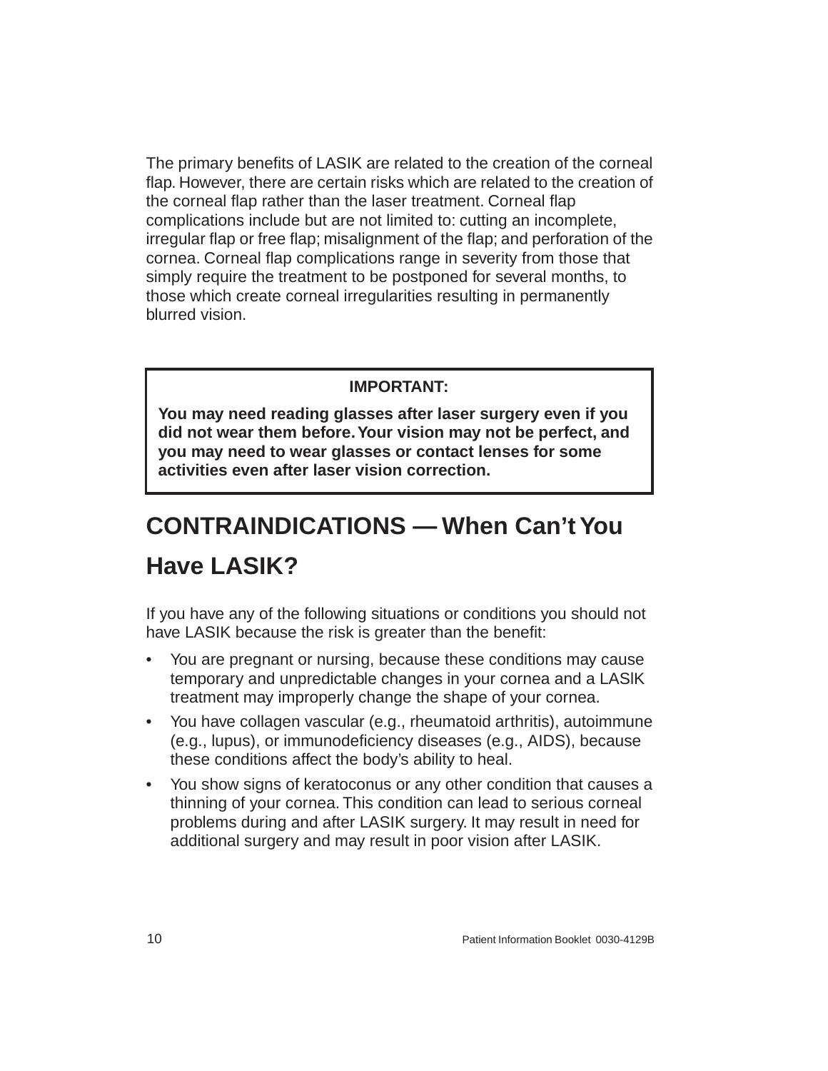The primary benefits of LASIK are related to the creation of the corneal flap. However, there are certain risks which are related to the creation of the corneal flap rather than the laser treatment. Corneal flap complications include but are not limited to: cutting an incomplete, irregular flap or free flap; misalignment of the flap; and perforation of the cornea. Corneal flap complications range in severity from those that simply require the treatment to be postponed for several months, to those which create corneal irregularities resulting in permanently blurred vision.

> **IMPORTANT:**
>
> **You may need reading glasses after laser surgery even if you did not wear them before. Your vision may not be perfect, and you may need to wear glasses or contact lenses for some activities even after laser vision correction.**

## CONTRAINDICATIONS — When Can't You Have LASIK?

If you have any of the following situations or conditions you should not have LASIK because the risk is greater than the benefit:

- You are pregnant or nursing, because these conditions may cause temporary and unpredictable changes in your cornea and a LASIK treatment may improperly change the shape of your cornea.
- You have collagen vascular (e.g., rheumatoid arthritis), autoimmune (e.g., lupus), or immunodeficiency diseases (e.g., AIDS), because these conditions affect the body's ability to heal.
- You show signs of keratoconus or any other condition that causes a thinning of your cornea. This condition can lead to serious corneal problems during and after LASIK surgery. It may result in need for additional surgery and may result in poor vision after LASIK.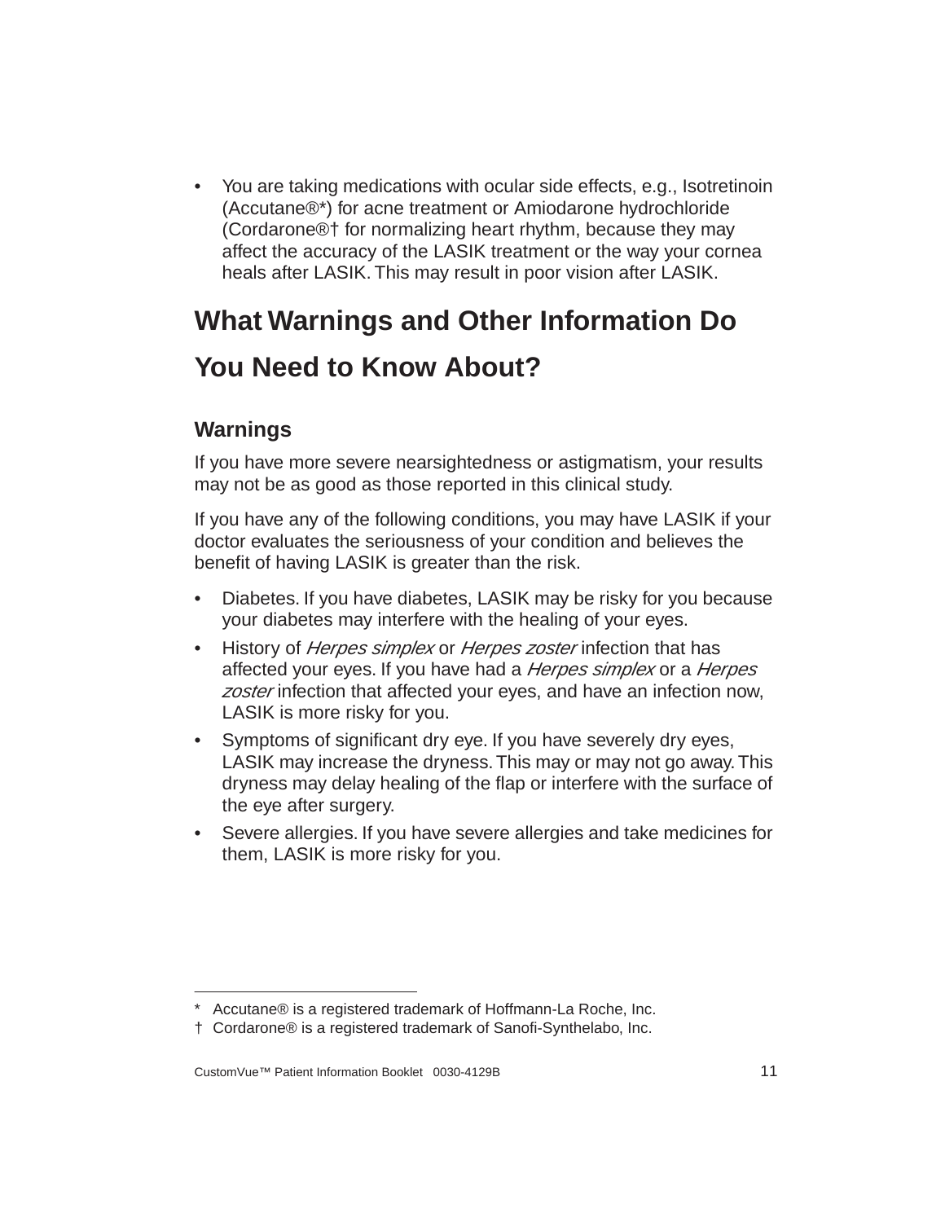- You are taking medications with ocular side effects, e.g., Isotretinoin (Accutane®*) for acne treatment or Amiodarone hydrochloride (Cordarone®† for normalizing heart rhythm, because they may affect the accuracy of the LASIK treatment or the way your cornea heals after LASIK. This may result in poor vision after LASIK.

## What Warnings and Other Information Do You Need to Know About?

### Warnings

If you have more severe nearsightedness or astigmatism, your results may not be as good as those reported in this clinical study.

If you have any of the following conditions, you may have LASIK if your doctor evaluates the seriousness of your condition and believes the benefit of having LASIK is greater than the risk.

- Diabetes. If you have diabetes, LASIK may be risky for you because your diabetes may interfere with the healing of your eyes.
- History of *Herpes simplex* or *Herpes zoster* infection that has affected your eyes. If you have had a *Herpes simplex* or a *Herpes zoster* infection that affected your eyes, and have an infection now, LASIK is more risky for you.
- Symptoms of significant dry eye. If you have severely dry eyes, LASIK may increase the dryness. This may or may not go away. This dryness may delay healing of the flap or interfere with the surface of the eye after surgery.
- Severe allergies. If you have severe allergies and take medicines for them, LASIK is more risky for you.

---

\* Accutane® is a registered trademark of Hoffmann-La Roche, Inc.
† Cordarone® is a registered trademark of Sanofi-Synthelabo, Inc.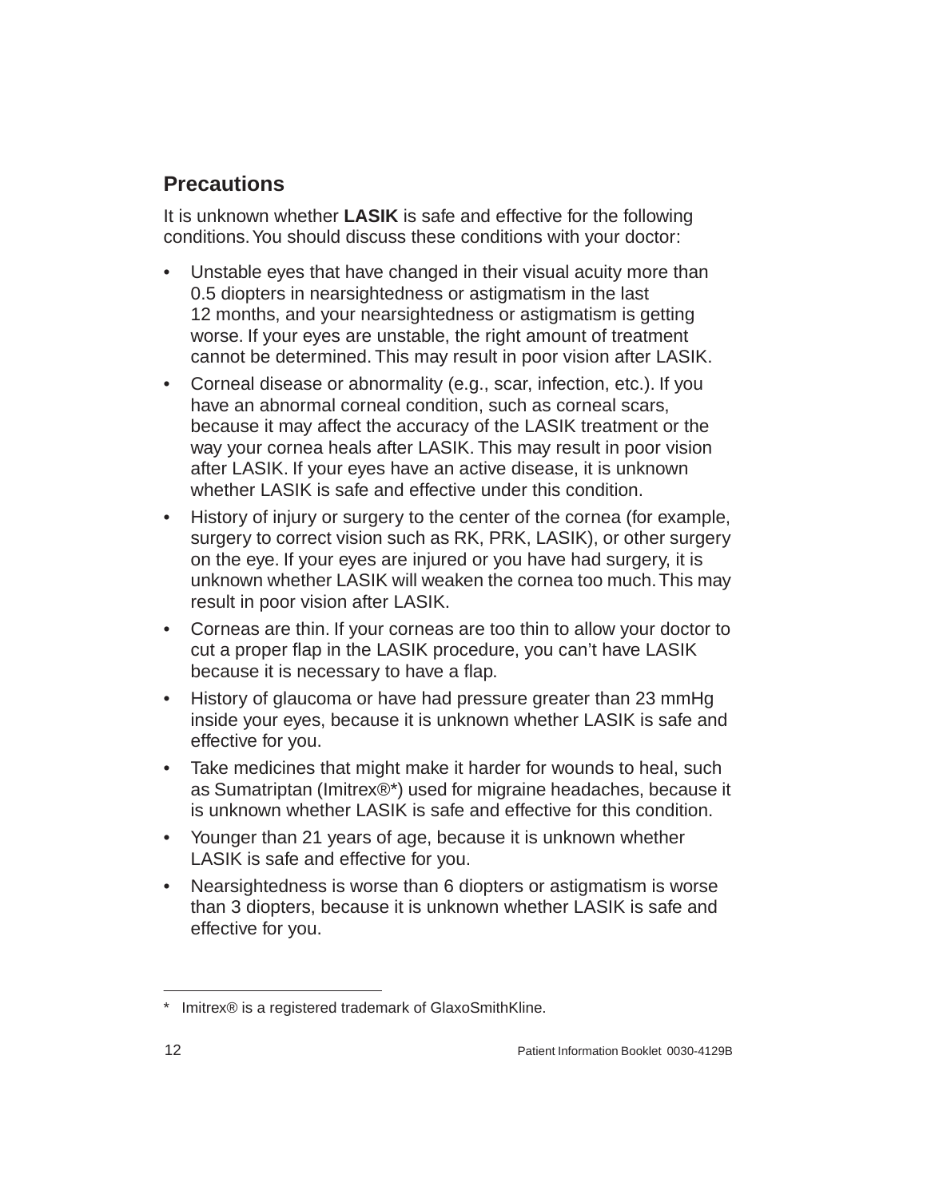## Precautions

It is unknown whether **LASIK** is safe and effective for the following conditions. You should discuss these conditions with your doctor:

- Unstable eyes that have changed in their visual acuity more than 0.5 diopters in nearsightedness or astigmatism in the last 12 months, and your nearsightedness or astigmatism is getting worse. If your eyes are unstable, the right amount of treatment cannot be determined. This may result in poor vision after LASIK.
- Corneal disease or abnormality (e.g., scar, infection, etc.). If you have an abnormal corneal condition, such as corneal scars, because it may affect the accuracy of the LASIK treatment or the way your cornea heals after LASIK. This may result in poor vision after LASIK. If your eyes have an active disease, it is unknown whether LASIK is safe and effective under this condition.
- History of injury or surgery to the center of the cornea (for example, surgery to correct vision such as RK, PRK, LASIK), or other surgery on the eye. If your eyes are injured or you have had surgery, it is unknown whether LASIK will weaken the cornea too much. This may result in poor vision after LASIK.
- Corneas are thin. If your corneas are too thin to allow your doctor to cut a proper flap in the LASIK procedure, you can't have LASIK because it is necessary to have a flap.
- History of glaucoma or have had pressure greater than 23 mmHg inside your eyes, because it is unknown whether LASIK is safe and effective for you.
- Take medicines that might make it harder for wounds to heal, such as Sumatriptan (Imitrex®*) used for migraine headaches, because it is unknown whether LASIK is safe and effective for this condition.
- Younger than 21 years of age, because it is unknown whether LASIK is safe and effective for you.
- Nearsightedness is worse than 6 diopters or astigmatism is worse than 3 diopters, because it is unknown whether LASIK is safe and effective for you.

---

* Imitrex® is a registered trademark of GlaxoSmithKline.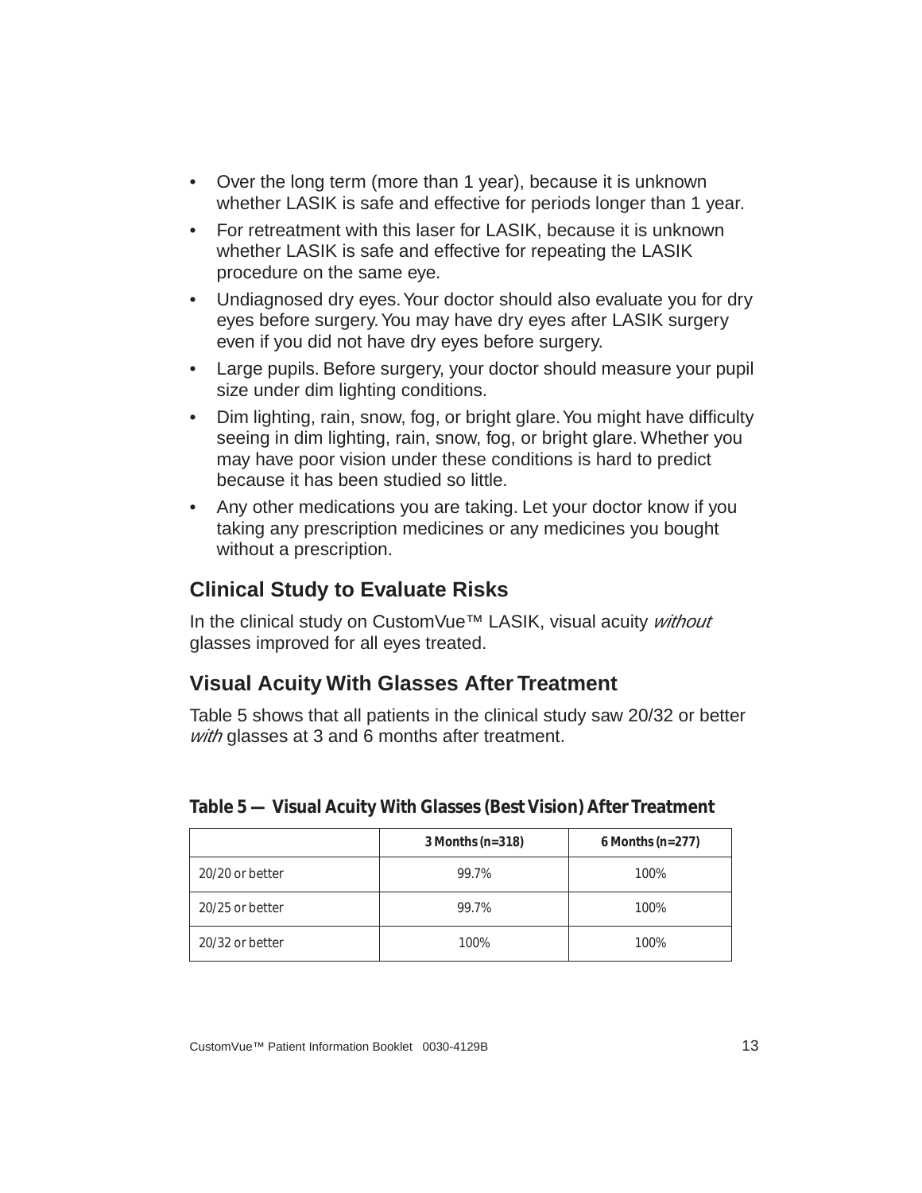- Over the long term (more than 1 year), because it is unknown whether LASIK is safe and effective for periods longer than 1 year.
- For retreatment with this laser for LASIK, because it is unknown whether LASIK is safe and effective for repeating the LASIK procedure on the same eye.
- Undiagnosed dry eyes. Your doctor should also evaluate you for dry eyes before surgery. You may have dry eyes after LASIK surgery even if you did not have dry eyes before surgery.
- Large pupils. Before surgery, your doctor should measure your pupil size under dim lighting conditions.
- Dim lighting, rain, snow, fog, or bright glare. You might have difficulty seeing in dim lighting, rain, snow, fog, or bright glare. Whether you may have poor vision under these conditions is hard to predict because it has been studied so little.
- Any other medications you are taking. Let your doctor know if you taking any prescription medicines or any medicines you bought without a prescription.

## Clinical Study to Evaluate Risks

In the clinical study on CustomVue™ LASIK, visual acuity *without* glasses improved for all eyes treated.

## Visual Acuity With Glasses After Treatment

Table 5 shows that all patients in the clinical study saw 20/32 or better *with* glasses at 3 and 6 months after treatment.

**Table 5 — Visual Acuity With Glasses (Best Vision) After Treatment**

| | 3 Months (n=318) | 6 Months (n=277) |
|---|---|---|
| 20/20 or better | 99.7% | 100% |
| 20/25 or better | 99.7% | 100% |
| 20/32 or better | 100% | 100% |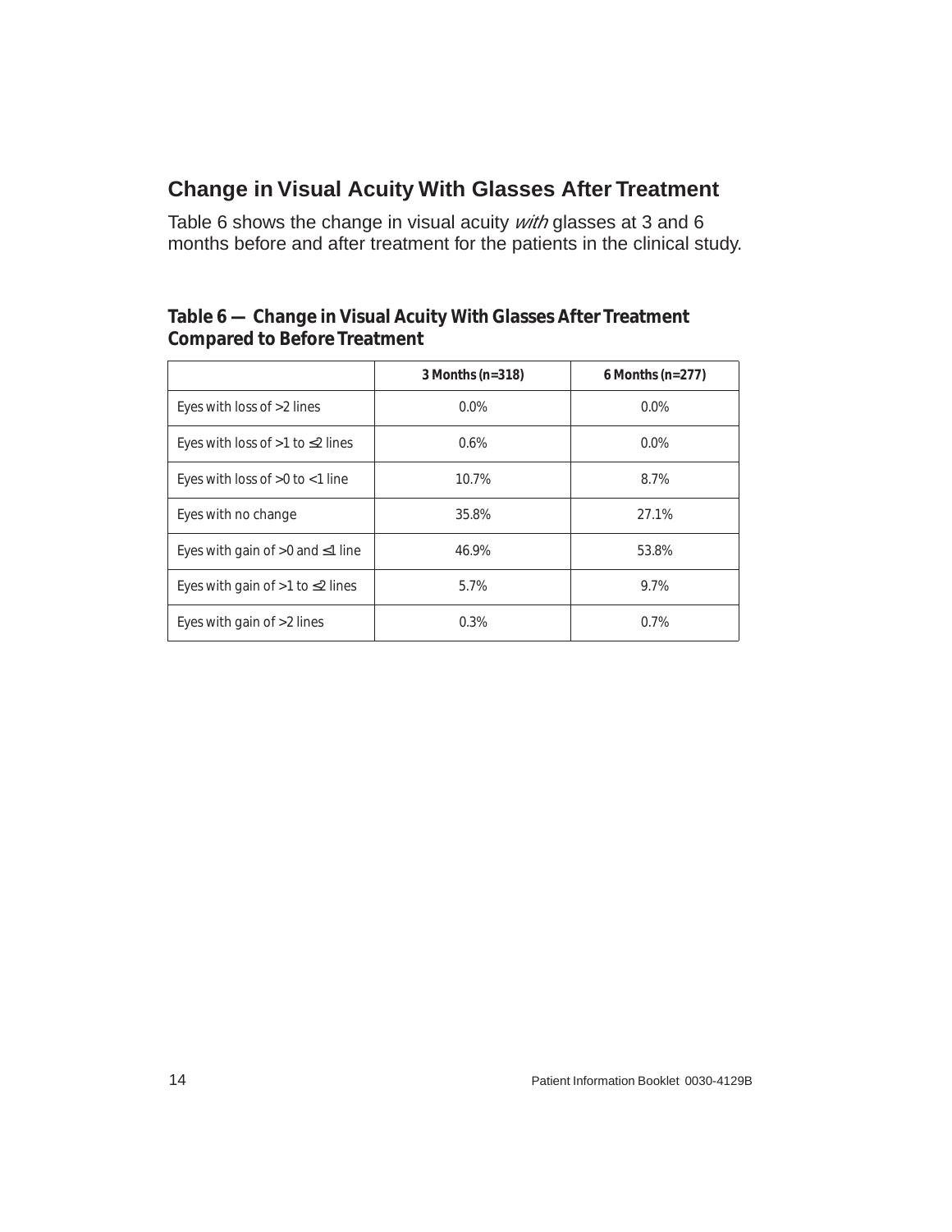## Change in Visual Acuity With Glasses After Treatment

Table 6 shows the change in visual acuity *with* glasses at 3 and 6 months before and after treatment for the patients in the clinical study.

**Table 6 — Change in Visual Acuity With Glasses After Treatment Compared to Before Treatment**

| | 3 Months (n=318) | 6 Months (n=277) |
|---|---|---|
| Eyes with loss of >2 lines | 0.0% | 0.0% |
| Eyes with loss of >1 to ≤2 lines | 0.6% | 0.0% |
| Eyes with loss of >0 to <1 line | 10.7% | 8.7% |
| Eyes with no change | 35.8% | 27.1% |
| Eyes with gain of >0 and ≤1 line | 46.9% | 53.8% |
| Eyes with gain of >1 to ≤2 lines | 5.7% | 9.7% |
| Eyes with gain of >2 lines | 0.3% | 0.7% |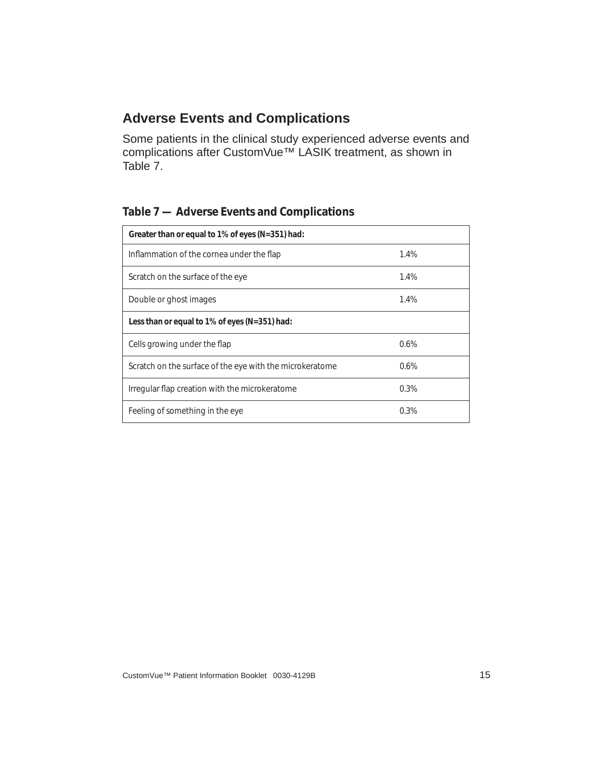## Adverse Events and Complications

Some patients in the clinical study experienced adverse events and complications after CustomVue™ LASIK treatment, as shown in Table 7.

**Table 7 — Adverse Events and Complications**

| **Greater than or equal to 1% of eyes (N=351) had:** | |
|---|---|
| Inflammation of the cornea under the flap | 1.4% |
| Scratch on the surface of the eye | 1.4% |
| Double or ghost images | 1.4% |
| **Less than or equal to 1% of eyes (N=351) had:** | |
| Cells growing under the flap | 0.6% |
| Scratch on the surface of the eye with the microkeratome | 0.6% |
| Irregular flap creation with the microkeratome | 0.3% |
| Feeling of something in the eye | 0.3% |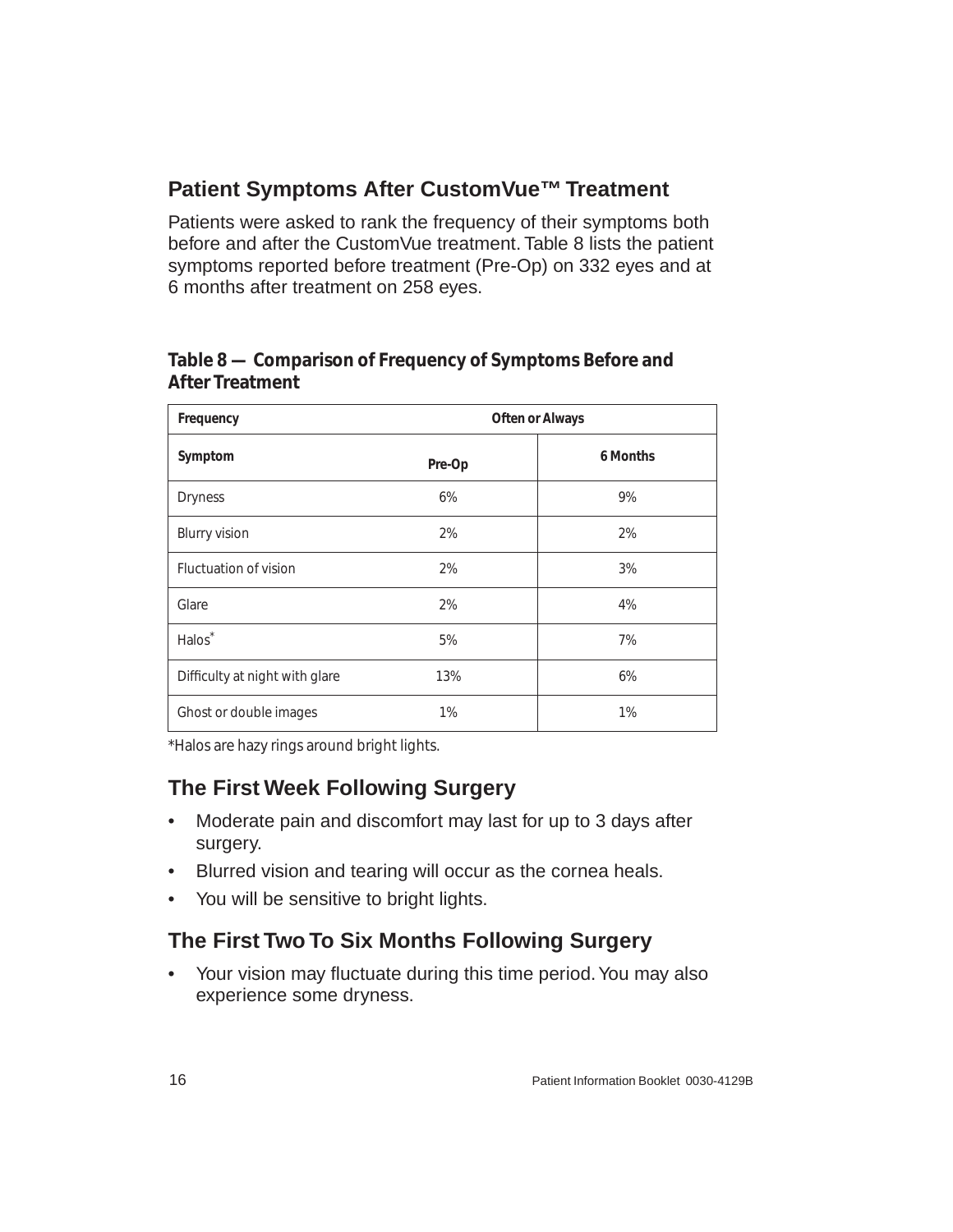## Patient Symptoms After CustomVue™ Treatment

Patients were asked to rank the frequency of their symptoms both before and after the CustomVue treatment. Table 8 lists the patient symptoms reported before treatment (Pre-Op) on 332 eyes and at 6 months after treatment on 258 eyes.

**Table 8 — Comparison of Frequency of Symptoms Before and After Treatment**

| Frequency | Often or Always | |
|---|---|---|
| Symptom | Pre-Op | 6 Months |
| Dryness | 6% | 9% |
| Blurry vision | 2% | 2% |
| Fluctuation of vision | 2% | 3% |
| Glare | 2% | 4% |
| Halos* | 5% | 7% |
| Difficulty at night with glare | 13% | 6% |
| Ghost or double images | 1% | 1% |

*Halos are hazy rings around bright lights.

## The First Week Following Surgery

- Moderate pain and discomfort may last for up to 3 days after surgery.
- Blurred vision and tearing will occur as the cornea heals.
- You will be sensitive to bright lights.

## The First Two To Six Months Following Surgery

- Your vision may fluctuate during this time period. You may also experience some dryness.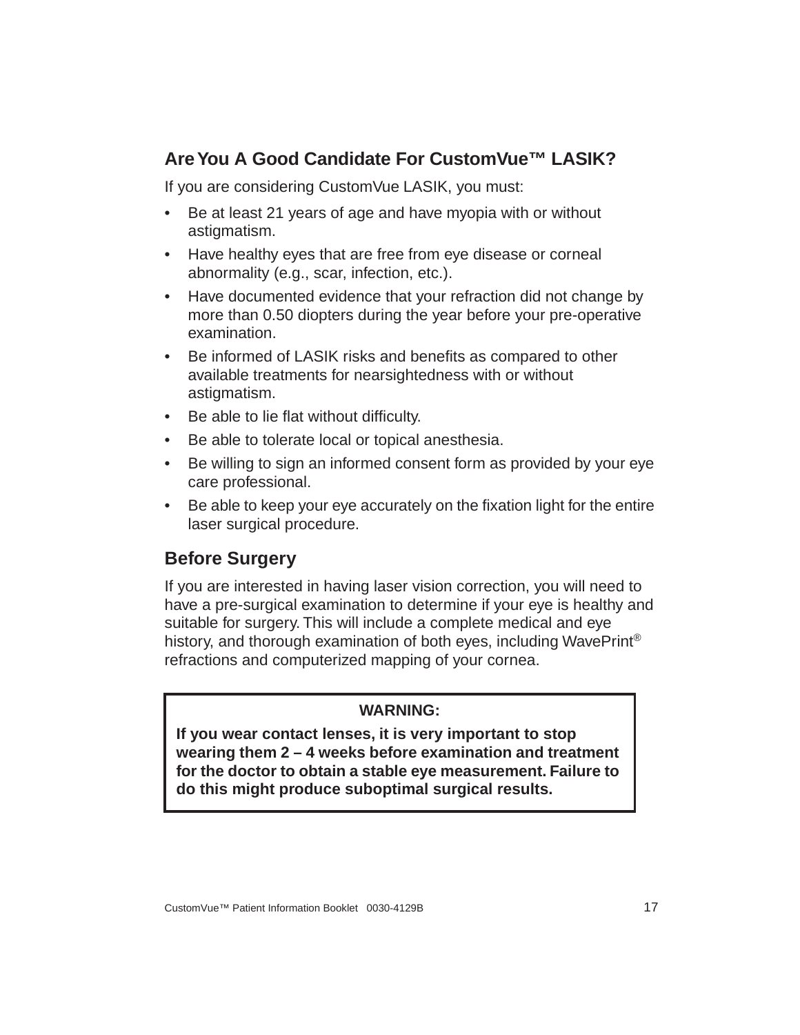## Are You A Good Candidate For CustomVue™ LASIK?

If you are considering CustomVue LASIK, you must:

- Be at least 21 years of age and have myopia with or without astigmatism.
- Have healthy eyes that are free from eye disease or corneal abnormality (e.g., scar, infection, etc.).
- Have documented evidence that your refraction did not change by more than 0.50 diopters during the year before your pre-operative examination.
- Be informed of LASIK risks and benefits as compared to other available treatments for nearsightedness with or without astigmatism.
- Be able to lie flat without difficulty.
- Be able to tolerate local or topical anesthesia.
- Be willing to sign an informed consent form as provided by your eye care professional.
- Be able to keep your eye accurately on the fixation light for the entire laser surgical procedure.

## Before Surgery

If you are interested in having laser vision correction, you will need to have a pre-surgical examination to determine if your eye is healthy and suitable for surgery. This will include a complete medical and eye history, and thorough examination of both eyes, including WavePrint® refractions and computerized mapping of your cornea.

**WARNING:**

**If you wear contact lenses, it is very important to stop wearing them 2 – 4 weeks before examination and treatment for the doctor to obtain a stable eye measurement. Failure to do this might produce suboptimal surgical results.**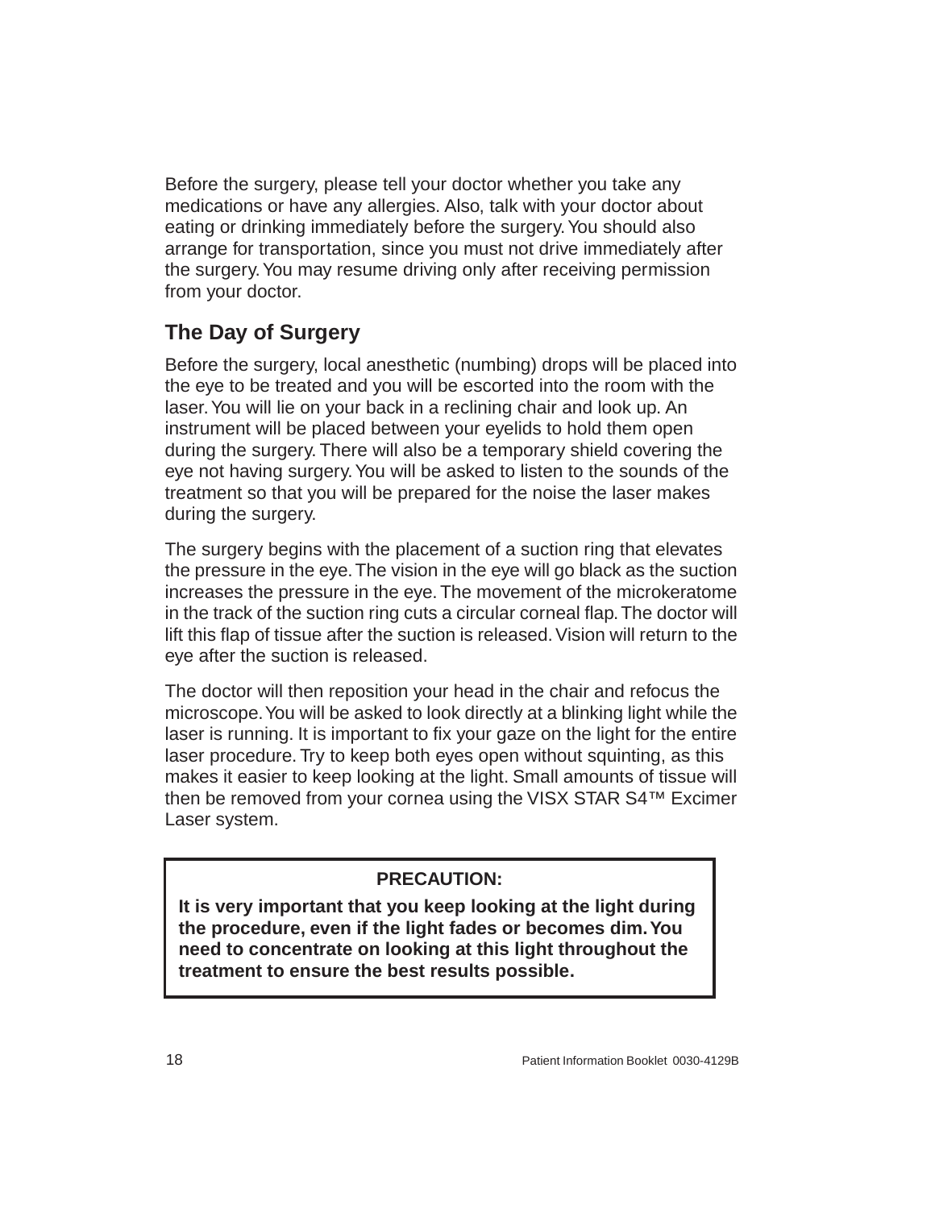Before the surgery, please tell your doctor whether you take any medications or have any allergies. Also, talk with your doctor about eating or drinking immediately before the surgery. You should also arrange for transportation, since you must not drive immediately after the surgery. You may resume driving only after receiving permission from your doctor.

## The Day of Surgery

Before the surgery, local anesthetic (numbing) drops will be placed into the eye to be treated and you will be escorted into the room with the laser. You will lie on your back in a reclining chair and look up. An instrument will be placed between your eyelids to hold them open during the surgery. There will also be a temporary shield covering the eye not having surgery. You will be asked to listen to the sounds of the treatment so that you will be prepared for the noise the laser makes during the surgery.

The surgery begins with the placement of a suction ring that elevates the pressure in the eye. The vision in the eye will go black as the suction increases the pressure in the eye. The movement of the microkeratome in the track of the suction ring cuts a circular corneal flap. The doctor will lift this flap of tissue after the suction is released. Vision will return to the eye after the suction is released.

The doctor will then reposition your head in the chair and refocus the microscope. You will be asked to look directly at a blinking light while the laser is running. It is important to fix your gaze on the light for the entire laser procedure. Try to keep both eyes open without squinting, as this makes it easier to keep looking at the light. Small amounts of tissue will then be removed from your cornea using the VISX STAR S4™ Excimer Laser system.

**PRECAUTION:**

**It is very important that you keep looking at the light during the procedure, even if the light fades or becomes dim. You need to concentrate on looking at this light throughout the treatment to ensure the best results possible.**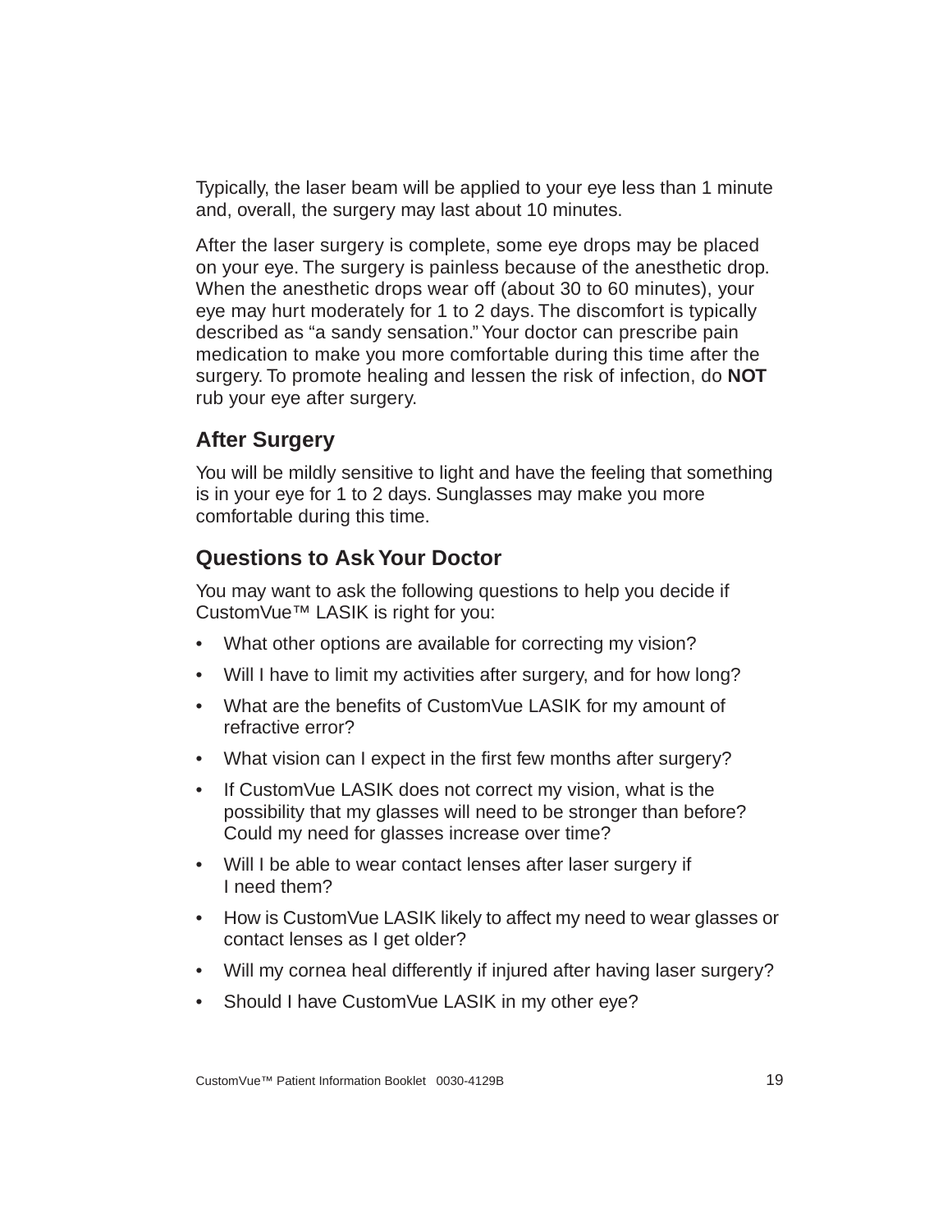Typically, the laser beam will be applied to your eye less than 1 minute and, overall, the surgery may last about 10 minutes.

After the laser surgery is complete, some eye drops may be placed on your eye. The surgery is painless because of the anesthetic drop. When the anesthetic drops wear off (about 30 to 60 minutes), your eye may hurt moderately for 1 to 2 days. The discomfort is typically described as "a sandy sensation." Your doctor can prescribe pain medication to make you more comfortable during this time after the surgery. To promote healing and lessen the risk of infection, do **NOT** rub your eye after surgery.

## After Surgery

You will be mildly sensitive to light and have the feeling that something is in your eye for 1 to 2 days. Sunglasses may make you more comfortable during this time.

## Questions to Ask Your Doctor

You may want to ask the following questions to help you decide if CustomVue™ LASIK is right for you:

- What other options are available for correcting my vision?
- Will I have to limit my activities after surgery, and for how long?
- What are the benefits of CustomVue LASIK for my amount of refractive error?
- What vision can I expect in the first few months after surgery?
- If CustomVue LASIK does not correct my vision, what is the possibility that my glasses will need to be stronger than before? Could my need for glasses increase over time?
- Will I be able to wear contact lenses after laser surgery if I need them?
- How is CustomVue LASIK likely to affect my need to wear glasses or contact lenses as I get older?
- Will my cornea heal differently if injured after having laser surgery?
- Should I have CustomVue LASIK in my other eye?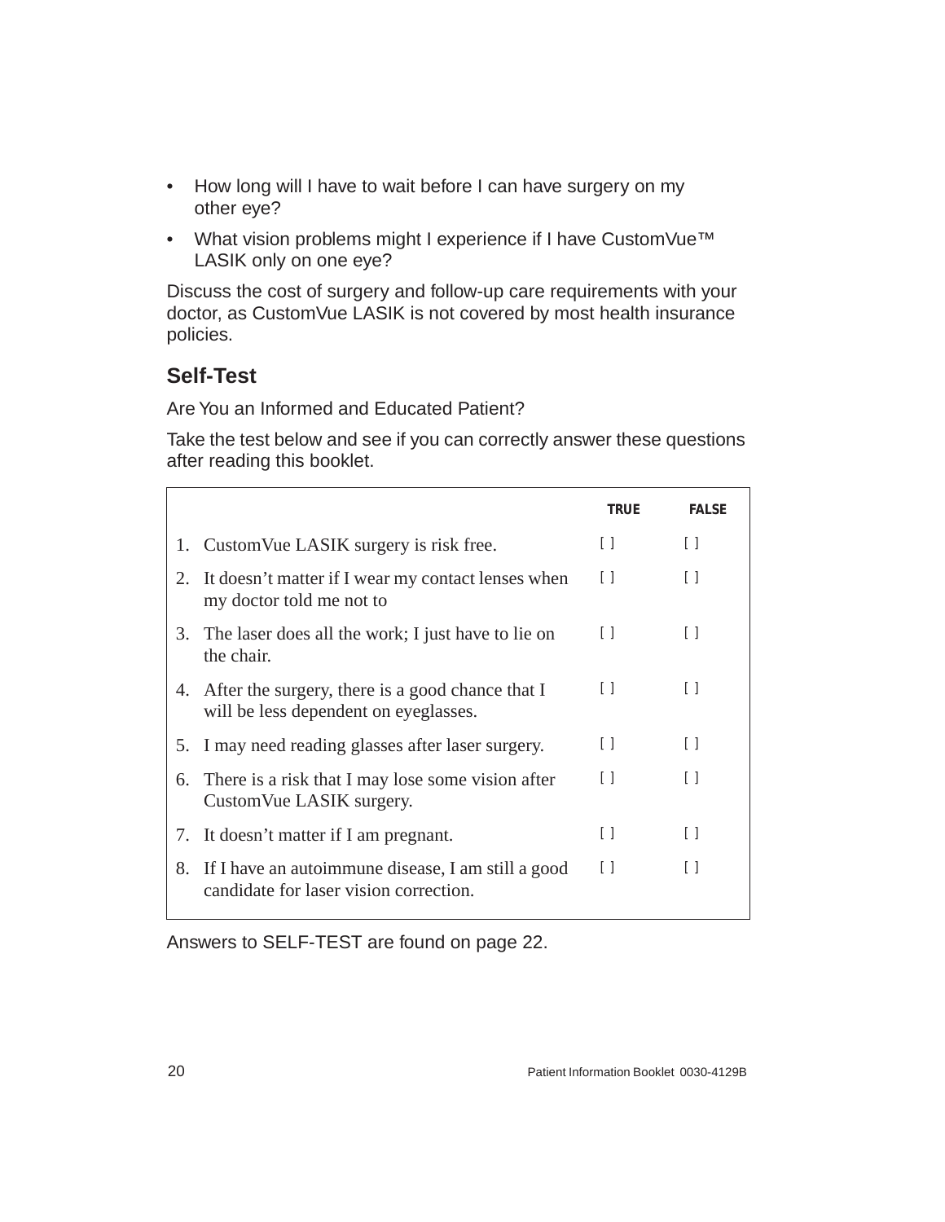- How long will I have to wait before I can have surgery on my other eye?
- What vision problems might I experience if I have CustomVue™ LASIK only on one eye?

Discuss the cost of surgery and follow-up care requirements with your doctor, as CustomVue LASIK is not covered by most health insurance policies.

## Self-Test

Are You an Informed and Educated Patient?

Take the test below and see if you can correctly answer these questions after reading this booklet.

| | TRUE | FALSE |
|---|---|---|
| 1. CustomVue LASIK surgery is risk free. | [ ] | [ ] |
| 2. It doesn't matter if I wear my contact lenses when my doctor told me not to | [ ] | [ ] |
| 3. The laser does all the work; I just have to lie on the chair. | [ ] | [ ] |
| 4. After the surgery, there is a good chance that I will be less dependent on eyeglasses. | [ ] | [ ] |
| 5. I may need reading glasses after laser surgery. | [ ] | [ ] |
| 6. There is a risk that I may lose some vision after CustomVue LASIK surgery. | [ ] | [ ] |
| 7. It doesn't matter if I am pregnant. | [ ] | [ ] |
| 8. If I have an autoimmune disease, I am still a good candidate for laser vision correction. | [ ] | [ ] |

Answers to SELF-TEST are found on page 22.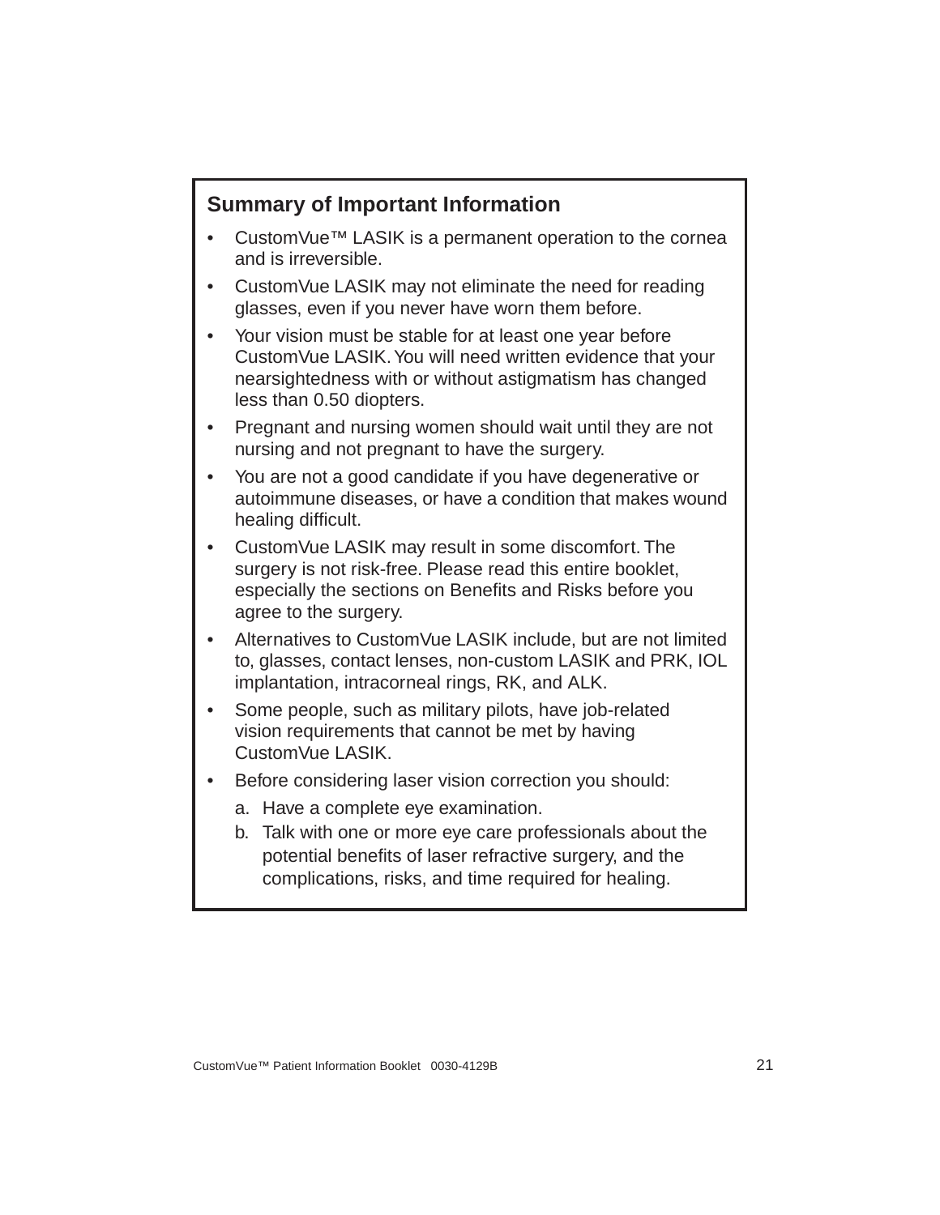## Summary of Important Information

- CustomVue™ LASIK is a permanent operation to the cornea and is irreversible.
- CustomVue LASIK may not eliminate the need for reading glasses, even if you never have worn them before.
- Your vision must be stable for at least one year before CustomVue LASIK. You will need written evidence that your nearsightedness with or without astigmatism has changed less than 0.50 diopters.
- Pregnant and nursing women should wait until they are not nursing and not pregnant to have the surgery.
- You are not a good candidate if you have degenerative or autoimmune diseases, or have a condition that makes wound healing difficult.
- CustomVue LASIK may result in some discomfort. The surgery is not risk-free. Please read this entire booklet, especially the sections on Benefits and Risks before you agree to the surgery.
- Alternatives to CustomVue LASIK include, but are not limited to, glasses, contact lenses, non-custom LASIK and PRK, IOL implantation, intracorneal rings, RK, and ALK.
- Some people, such as military pilots, have job-related vision requirements that cannot be met by having CustomVue LASIK.
- Before considering laser vision correction you should:
  a. Have a complete eye examination.
  b. Talk with one or more eye care professionals about the potential benefits of laser refractive surgery, and the complications, risks, and time required for healing.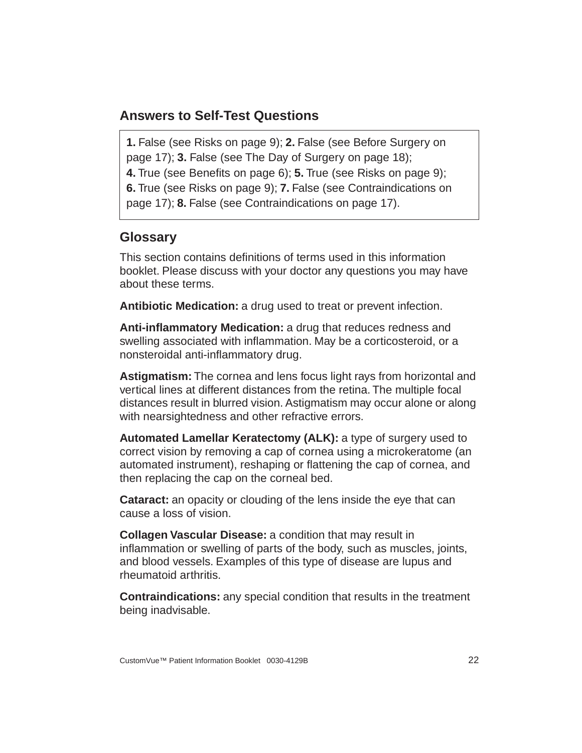## Answers to Self-Test Questions

**1.** False (see Risks on page 9); **2.** False (see Before Surgery on page 17); **3.** False (see The Day of Surgery on page 18); **4.** True (see Benefits on page 6); **5.** True (see Risks on page 9); **6.** True (see Risks on page 9); **7.** False (see Contraindications on page 17); **8.** False (see Contraindications on page 17).

## Glossary

This section contains definitions of terms used in this information booklet. Please discuss with your doctor any questions you may have about these terms.

**Antibiotic Medication:** a drug used to treat or prevent infection.

**Anti-inflammatory Medication:** a drug that reduces redness and swelling associated with inflammation. May be a corticosteroid, or a nonsteroidal anti-inflammatory drug.

**Astigmatism:** The cornea and lens focus light rays from horizontal and vertical lines at different distances from the retina. The multiple focal distances result in blurred vision. Astigmatism may occur alone or along with nearsightedness and other refractive errors.

**Automated Lamellar Keratectomy (ALK):** a type of surgery used to correct vision by removing a cap of cornea using a microkeratome (an automated instrument), reshaping or flattening the cap of cornea, and then replacing the cap on the corneal bed.

**Cataract:** an opacity or clouding of the lens inside the eye that can cause a loss of vision.

**Collagen Vascular Disease:** a condition that may result in inflammation or swelling of parts of the body, such as muscles, joints, and blood vessels. Examples of this type of disease are lupus and rheumatoid arthritis.

**Contraindications:** any special condition that results in the treatment being inadvisable.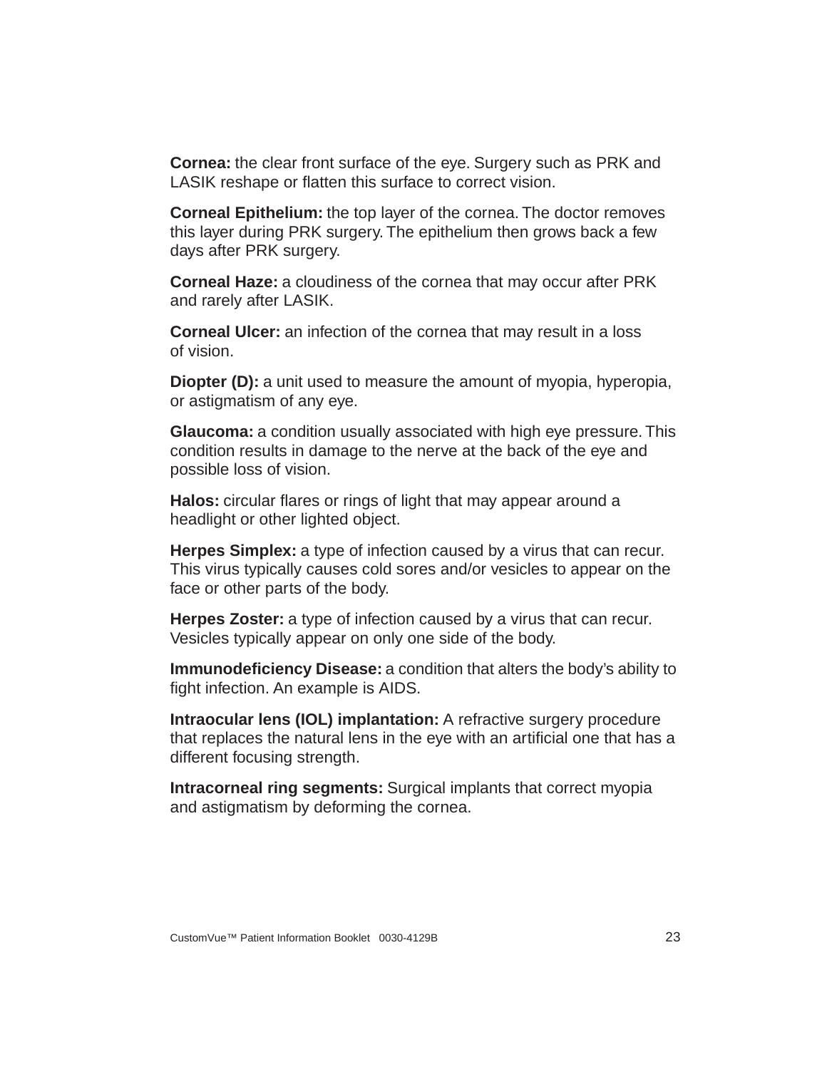**Cornea:** the clear front surface of the eye. Surgery such as PRK and LASIK reshape or flatten this surface to correct vision.

**Corneal Epithelium:** the top layer of the cornea. The doctor removes this layer during PRK surgery. The epithelium then grows back a few days after PRK surgery.

**Corneal Haze:** a cloudiness of the cornea that may occur after PRK and rarely after LASIK.

**Corneal Ulcer:** an infection of the cornea that may result in a loss of vision.

**Diopter (D):** a unit used to measure the amount of myopia, hyperopia, or astigmatism of any eye.

**Glaucoma:** a condition usually associated with high eye pressure. This condition results in damage to the nerve at the back of the eye and possible loss of vision.

**Halos:** circular flares or rings of light that may appear around a headlight or other lighted object.

**Herpes Simplex:** a type of infection caused by a virus that can recur. This virus typically causes cold sores and/or vesicles to appear on the face or other parts of the body.

**Herpes Zoster:** a type of infection caused by a virus that can recur. Vesicles typically appear on only one side of the body.

**Immunodeficiency Disease:** a condition that alters the body's ability to fight infection. An example is AIDS.

**Intraocular lens (IOL) implantation:** A refractive surgery procedure that replaces the natural lens in the eye with an artificial one that has a different focusing strength.

**Intracorneal ring segments:** Surgical implants that correct myopia and astigmatism by deforming the cornea.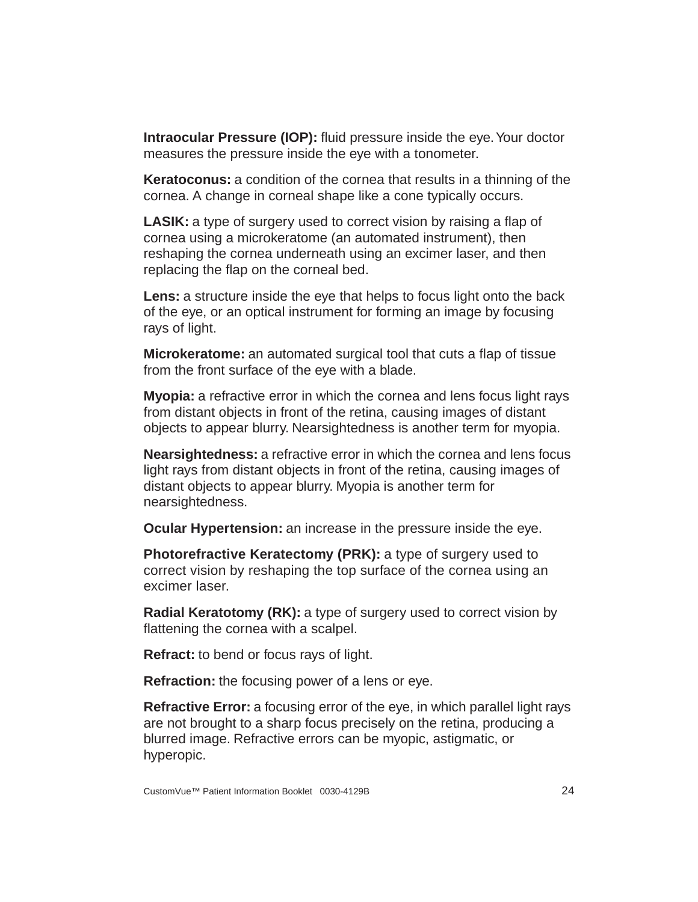**Intraocular Pressure (IOP):** fluid pressure inside the eye. Your doctor measures the pressure inside the eye with a tonometer.

**Keratoconus:** a condition of the cornea that results in a thinning of the cornea. A change in corneal shape like a cone typically occurs.

**LASIK:** a type of surgery used to correct vision by raising a flap of cornea using a microkeratome (an automated instrument), then reshaping the cornea underneath using an excimer laser, and then replacing the flap on the corneal bed.

**Lens:** a structure inside the eye that helps to focus light onto the back of the eye, or an optical instrument for forming an image by focusing rays of light.

**Microkeratome:** an automated surgical tool that cuts a flap of tissue from the front surface of the eye with a blade.

**Myopia:** a refractive error in which the cornea and lens focus light rays from distant objects in front of the retina, causing images of distant objects to appear blurry. Nearsightedness is another term for myopia.

**Nearsightedness:** a refractive error in which the cornea and lens focus light rays from distant objects in front of the retina, causing images of distant objects to appear blurry. Myopia is another term for nearsightedness.

**Ocular Hypertension:** an increase in the pressure inside the eye.

**Photorefractive Keratectomy (PRK):** a type of surgery used to correct vision by reshaping the top surface of the cornea using an excimer laser.

**Radial Keratotomy (RK):** a type of surgery used to correct vision by flattening the cornea with a scalpel.

**Refract:** to bend or focus rays of light.

**Refraction:** the focusing power of a lens or eye.

**Refractive Error:** a focusing error of the eye, in which parallel light rays are not brought to a sharp focus precisely on the retina, producing a blurred image. Refractive errors can be myopic, astigmatic, or hyperopic.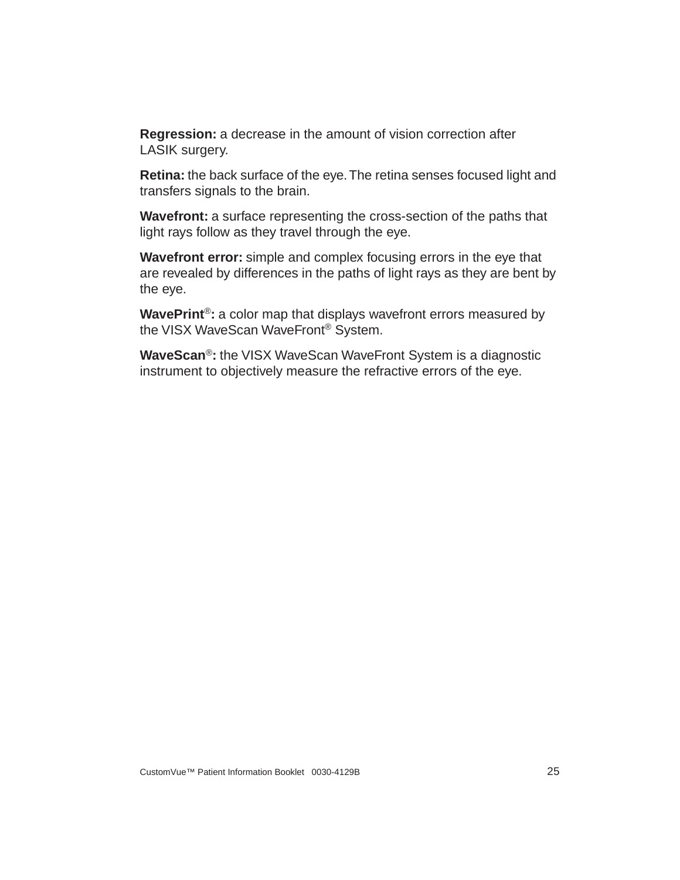**Regression:** a decrease in the amount of vision correction after LASIK surgery.

**Retina:** the back surface of the eye. The retina senses focused light and transfers signals to the brain.

**Wavefront:** a surface representing the cross-section of the paths that light rays follow as they travel through the eye.

**Wavefront error:** simple and complex focusing errors in the eye that are revealed by differences in the paths of light rays as they are bent by the eye.

**WavePrint®:** a color map that displays wavefront errors measured by the VISX WaveScan WaveFront® System.

**WaveScan®:** the VISX WaveScan WaveFront System is a diagnostic instrument to objectively measure the refractive errors of the eye.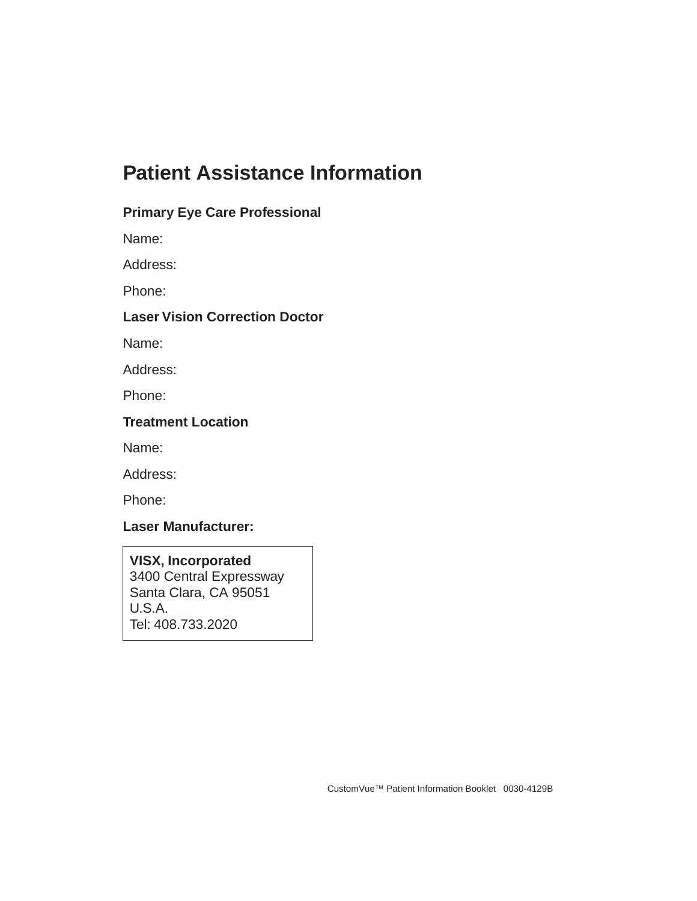# Patient Assistance Information

**Primary Eye Care Professional**

Name:

Address:

Phone:

**Laser Vision Correction Doctor**

Name:

Address:

Phone:

**Treatment Location**

Name:

Address:

Phone:

**Laser Manufacturer:**

**VISX, Incorporated**
3400 Central Expressway
Santa Clara, CA 95051
U.S.A.
Tel: 408.733.2020